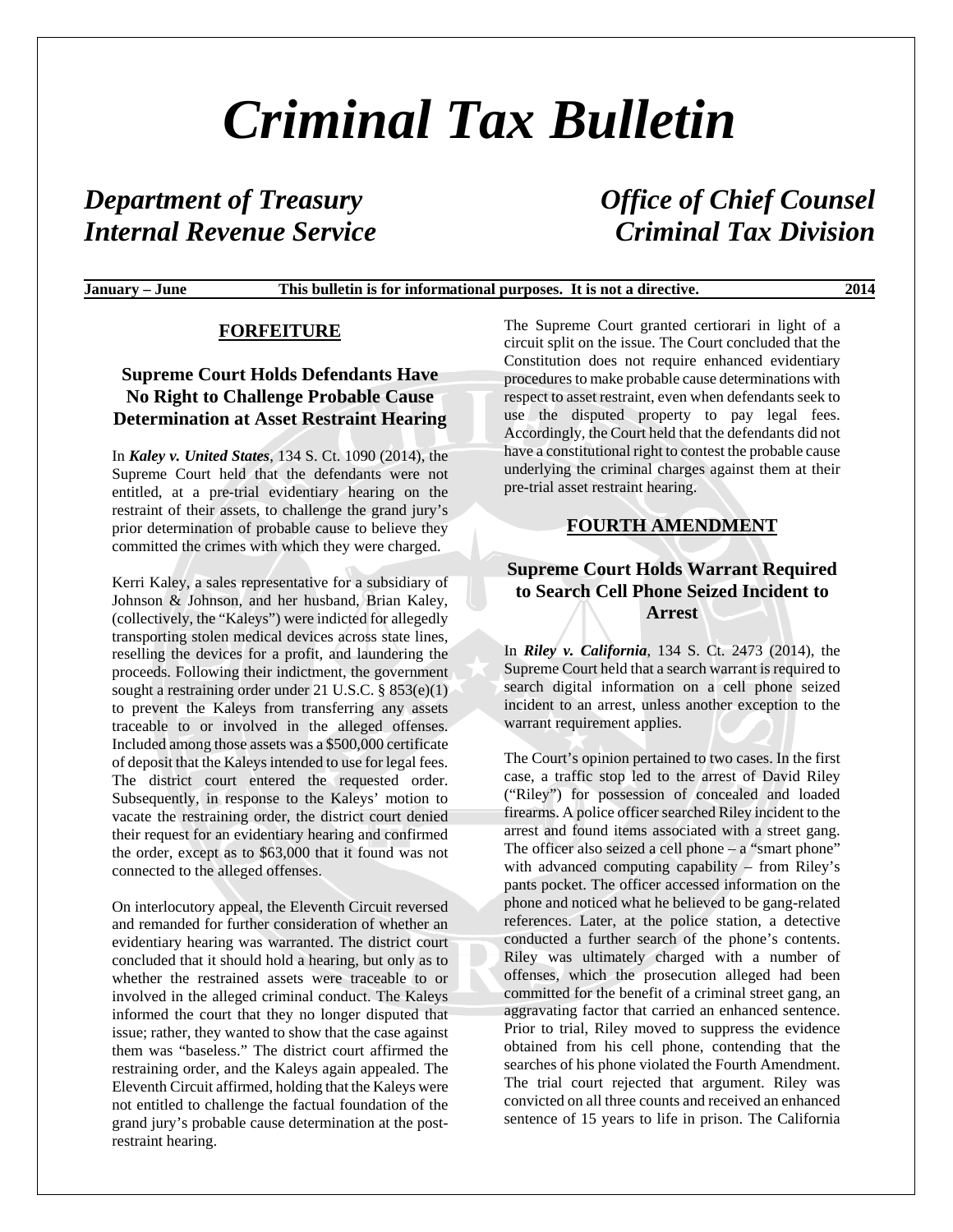# *Criminal Tax Bulletin*

*Department of Treasury*
*Internal Revenue Service*

*Office of Chief Counsel*
*Criminal Tax Division*

**January – June** **This bulletin is for informational purposes. It is not a directive.** **2014**

## FORFEITURE

### Supreme Court Holds Defendants Have No Right to Challenge Probable Cause Determination at Asset Restraint Hearing

In ***Kaley v. United States***, 134 S. Ct. 1090 (2014), the Supreme Court held that the defendants were not entitled, at a pre-trial evidentiary hearing on the restraint of their assets, to challenge the grand jury's prior determination of probable cause to believe they committed the crimes with which they were charged.

Kerri Kaley, a sales representative for a subsidiary of Johnson & Johnson, and her husband, Brian Kaley, (collectively, the "Kaleys") were indicted for allegedly transporting stolen medical devices across state lines, reselling the devices for a profit, and laundering the proceeds. Following their indictment, the government sought a restraining order under 21 U.S.C. § 853(e)(1) to prevent the Kaleys from transferring any assets traceable to or involved in the alleged offenses. Included among those assets was a $500,000 certificate of deposit that the Kaleys intended to use for legal fees. The district court entered the requested order. Subsequently, in response to the Kaleys' motion to vacate the restraining order, the district court denied their request for an evidentiary hearing and confirmed the order, except as to $63,000 that it found was not connected to the alleged offenses.

On interlocutory appeal, the Eleventh Circuit reversed and remanded for further consideration of whether an evidentiary hearing was warranted. The district court concluded that it should hold a hearing, but only as to whether the restrained assets were traceable to or involved in the alleged criminal conduct. The Kaleys informed the court that they no longer disputed that issue; rather, they wanted to show that the case against them was "baseless." The district court affirmed the restraining order, and the Kaleys again appealed. The Eleventh Circuit affirmed, holding that the Kaleys were not entitled to challenge the factual foundation of the grand jury's probable cause determination at the post-restraint hearing.

The Supreme Court granted certiorari in light of a circuit split on the issue. The Court concluded that the Constitution does not require enhanced evidentiary procedures to make probable cause determinations with respect to asset restraint, even when defendants seek to use the disputed property to pay legal fees. Accordingly, the Court held that the defendants did not have a constitutional right to contest the probable cause underlying the criminal charges against them at their pre-trial asset restraint hearing.

## FOURTH AMENDMENT

### Supreme Court Holds Warrant Required to Search Cell Phone Seized Incident to Arrest

In ***Riley v. California***, 134 S. Ct. 2473 (2014), the Supreme Court held that a search warrant is required to search digital information on a cell phone seized incident to an arrest, unless another exception to the warrant requirement applies.

The Court's opinion pertained to two cases. In the first case, a traffic stop led to the arrest of David Riley ("Riley") for possession of concealed and loaded firearms. A police officer searched Riley incident to the arrest and found items associated with a street gang. The officer also seized a cell phone – a "smart phone" with advanced computing capability – from Riley's pants pocket. The officer accessed information on the phone and noticed what he believed to be gang-related references. Later, at the police station, a detective conducted a further search of the phone's contents. Riley was ultimately charged with a number of offenses, which the prosecution alleged had been committed for the benefit of a criminal street gang, an aggravating factor that carried an enhanced sentence. Prior to trial, Riley moved to suppress the evidence obtained from his cell phone, contending that the searches of his phone violated the Fourth Amendment. The trial court rejected that argument. Riley was convicted on all three counts and received an enhanced sentence of 15 years to life in prison. The California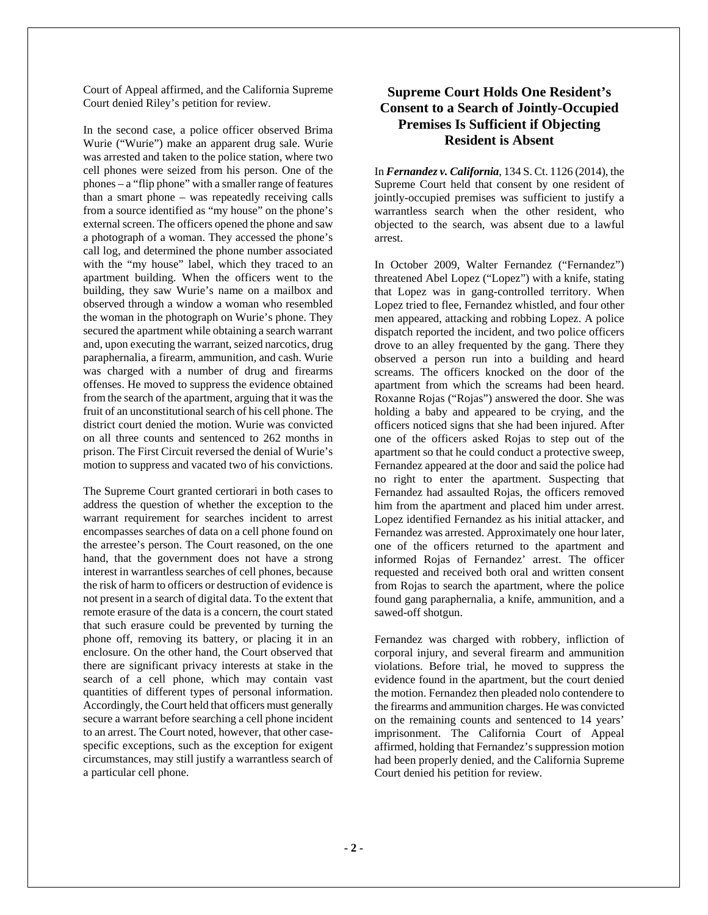Court of Appeal affirmed, and the California Supreme Court denied Riley's petition for review.

In the second case, a police officer observed Brima Wurie ("Wurie") make an apparent drug sale. Wurie was arrested and taken to the police station, where two cell phones were seized from his person. One of the phones – a "flip phone" with a smaller range of features than a smart phone – was repeatedly receiving calls from a source identified as "my house" on the phone's external screen. The officers opened the phone and saw a photograph of a woman. They accessed the phone's call log, and determined the phone number associated with the "my house" label, which they traced to an apartment building. When the officers went to the building, they saw Wurie's name on a mailbox and observed through a window a woman who resembled the woman in the photograph on Wurie's phone. They secured the apartment while obtaining a search warrant and, upon executing the warrant, seized narcotics, drug paraphernalia, a firearm, ammunition, and cash. Wurie was charged with a number of drug and firearms offenses. He moved to suppress the evidence obtained from the search of the apartment, arguing that it was the fruit of an unconstitutional search of his cell phone. The district court denied the motion. Wurie was convicted on all three counts and sentenced to 262 months in prison. The First Circuit reversed the denial of Wurie's motion to suppress and vacated two of his convictions.

The Supreme Court granted certiorari in both cases to address the question of whether the exception to the warrant requirement for searches incident to arrest encompasses searches of data on a cell phone found on the arrestee's person. The Court reasoned, on the one hand, that the government does not have a strong interest in warrantless searches of cell phones, because the risk of harm to officers or destruction of evidence is not present in a search of digital data. To the extent that remote erasure of the data is a concern, the court stated that such erasure could be prevented by turning the phone off, removing its battery, or placing it in an enclosure. On the other hand, the Court observed that there are significant privacy interests at stake in the search of a cell phone, which may contain vast quantities of different types of personal information. Accordingly, the Court held that officers must generally secure a warrant before searching a cell phone incident to an arrest. The Court noted, however, that other case-specific exceptions, such as the exception for exigent circumstances, may still justify a warrantless search of a particular cell phone.

## Supreme Court Holds One Resident's Consent to a Search of Jointly-Occupied Premises Is Sufficient if Objecting Resident is Absent

In ***Fernandez v. California***, 134 S. Ct. 1126 (2014), the Supreme Court held that consent by one resident of jointly-occupied premises was sufficient to justify a warrantless search when the other resident, who objected to the search, was absent due to a lawful arrest.

In October 2009, Walter Fernandez ("Fernandez") threatened Abel Lopez ("Lopez") with a knife, stating that Lopez was in gang-controlled territory. When Lopez tried to flee, Fernandez whistled, and four other men appeared, attacking and robbing Lopez. A police dispatch reported the incident, and two police officers drove to an alley frequented by the gang. There they observed a person run into a building and heard screams. The officers knocked on the door of the apartment from which the screams had been heard. Roxanne Rojas ("Rojas") answered the door. She was holding a baby and appeared to be crying, and the officers noticed signs that she had been injured. After one of the officers asked Rojas to step out of the apartment so that he could conduct a protective sweep, Fernandez appeared at the door and said the police had no right to enter the apartment. Suspecting that Fernandez had assaulted Rojas, the officers removed him from the apartment and placed him under arrest. Lopez identified Fernandez as his initial attacker, and Fernandez was arrested. Approximately one hour later, one of the officers returned to the apartment and informed Rojas of Fernandez' arrest. The officer requested and received both oral and written consent from Rojas to search the apartment, where the police found gang paraphernalia, a knife, ammunition, and a sawed-off shotgun.

Fernandez was charged with robbery, infliction of corporal injury, and several firearm and ammunition violations. Before trial, he moved to suppress the evidence found in the apartment, but the court denied the motion. Fernandez then pleaded nolo contendere to the firearms and ammunition charges. He was convicted on the remaining counts and sentenced to 14 years' imprisonment. The California Court of Appeal affirmed, holding that Fernandez's suppression motion had been properly denied, and the California Supreme Court denied his petition for review.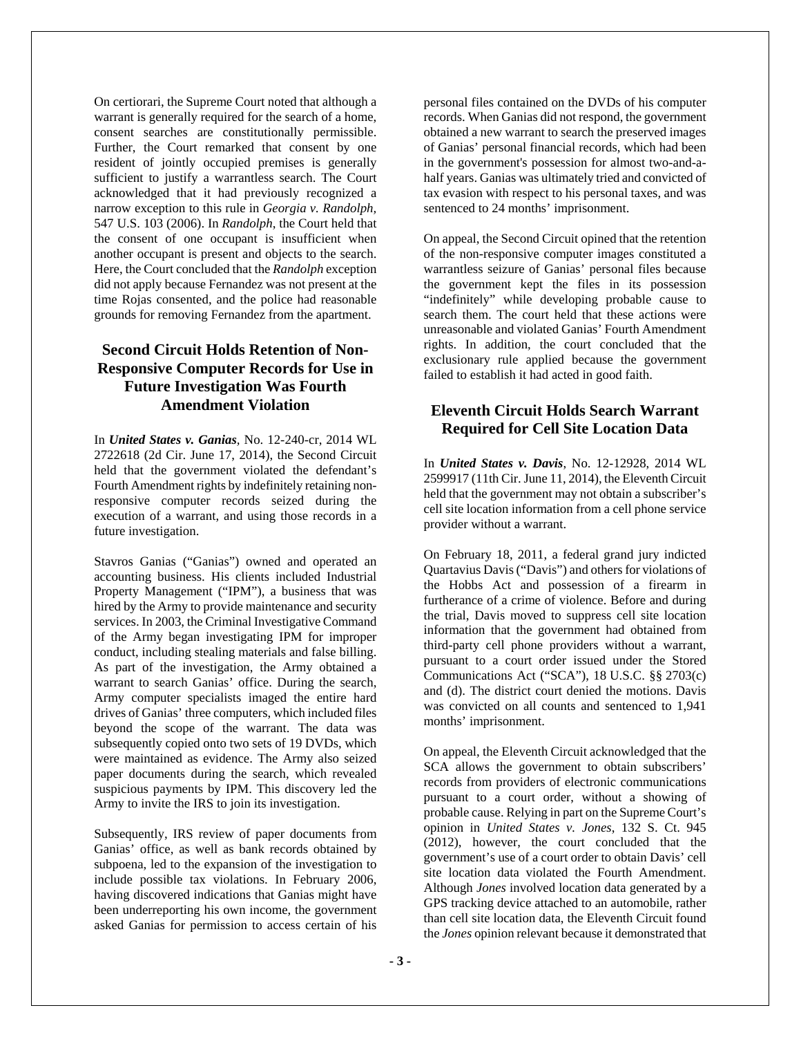On certiorari, the Supreme Court noted that although a warrant is generally required for the search of a home, consent searches are constitutionally permissible. Further, the Court remarked that consent by one resident of jointly occupied premises is generally sufficient to justify a warrantless search. The Court acknowledged that it had previously recognized a narrow exception to this rule in *Georgia v. Randolph*, 547 U.S. 103 (2006). In *Randolph*, the Court held that the consent of one occupant is insufficient when another occupant is present and objects to the search. Here, the Court concluded that the *Randolph* exception did not apply because Fernandez was not present at the time Rojas consented, and the police had reasonable grounds for removing Fernandez from the apartment.

## Second Circuit Holds Retention of Non-Responsive Computer Records for Use in Future Investigation Was Fourth Amendment Violation

In ***United States v. Ganias***, No. 12-240-cr, 2014 WL 2722618 (2d Cir. June 17, 2014), the Second Circuit held that the government violated the defendant's Fourth Amendment rights by indefinitely retaining non-responsive computer records seized during the execution of a warrant, and using those records in a future investigation.

Stavros Ganias ("Ganias") owned and operated an accounting business. His clients included Industrial Property Management ("IPM"), a business that was hired by the Army to provide maintenance and security services. In 2003, the Criminal Investigative Command of the Army began investigating IPM for improper conduct, including stealing materials and false billing. As part of the investigation, the Army obtained a warrant to search Ganias' office. During the search, Army computer specialists imaged the entire hard drives of Ganias' three computers, which included files beyond the scope of the warrant. The data was subsequently copied onto two sets of 19 DVDs, which were maintained as evidence. The Army also seized paper documents during the search, which revealed suspicious payments by IPM. This discovery led the Army to invite the IRS to join its investigation.

Subsequently, IRS review of paper documents from Ganias' office, as well as bank records obtained by subpoena, led to the expansion of the investigation to include possible tax violations. In February 2006, having discovered indications that Ganias might have been underreporting his own income, the government asked Ganias for permission to access certain of his personal files contained on the DVDs of his computer records. When Ganias did not respond, the government obtained a new warrant to search the preserved images of Ganias' personal financial records, which had been in the government's possession for almost two-and-a-half years. Ganias was ultimately tried and convicted of tax evasion with respect to his personal taxes, and was sentenced to 24 months' imprisonment.

On appeal, the Second Circuit opined that the retention of the non-responsive computer images constituted a warrantless seizure of Ganias' personal files because the government kept the files in its possession "indefinitely" while developing probable cause to search them. The court held that these actions were unreasonable and violated Ganias' Fourth Amendment rights. In addition, the court concluded that the exclusionary rule applied because the government failed to establish it had acted in good faith.

## Eleventh Circuit Holds Search Warrant Required for Cell Site Location Data

In ***United States v. Davis***, No. 12-12928, 2014 WL 2599917 (11th Cir. June 11, 2014), the Eleventh Circuit held that the government may not obtain a subscriber's cell site location information from a cell phone service provider without a warrant.

On February 18, 2011, a federal grand jury indicted Quartavius Davis ("Davis") and others for violations of the Hobbs Act and possession of a firearm in furtherance of a crime of violence. Before and during the trial, Davis moved to suppress cell site location information that the government had obtained from third-party cell phone providers without a warrant, pursuant to a court order issued under the Stored Communications Act ("SCA"), 18 U.S.C. §§ 2703(c) and (d). The district court denied the motions. Davis was convicted on all counts and sentenced to 1,941 months' imprisonment.

On appeal, the Eleventh Circuit acknowledged that the SCA allows the government to obtain subscribers' records from providers of electronic communications pursuant to a court order, without a showing of probable cause. Relying in part on the Supreme Court's opinion in *United States v. Jones*, 132 S. Ct. 945 (2012), however, the court concluded that the government's use of a court order to obtain Davis' cell site location data violated the Fourth Amendment. Although *Jones* involved location data generated by a GPS tracking device attached to an automobile, rather than cell site location data, the Eleventh Circuit found the *Jones* opinion relevant because it demonstrated that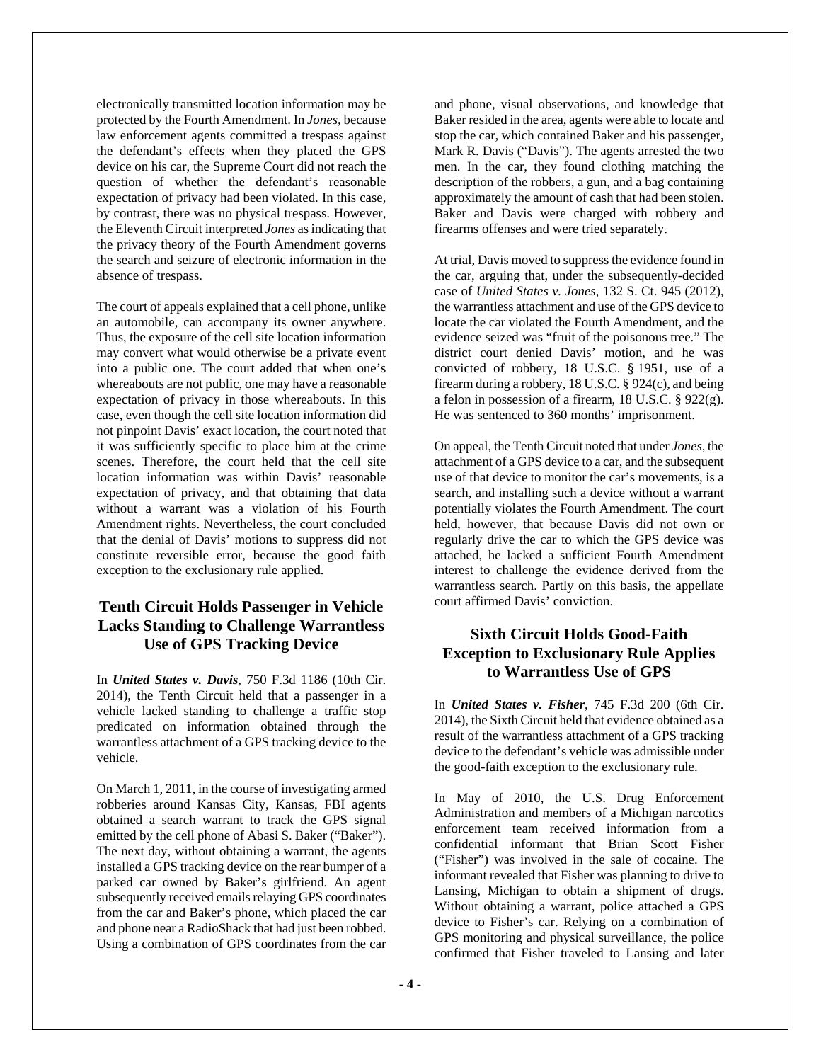electronically transmitted location information may be protected by the Fourth Amendment. In *Jones*, because law enforcement agents committed a trespass against the defendant's effects when they placed the GPS device on his car, the Supreme Court did not reach the question of whether the defendant's reasonable expectation of privacy had been violated. In this case, by contrast, there was no physical trespass. However, the Eleventh Circuit interpreted *Jones* as indicating that the privacy theory of the Fourth Amendment governs the search and seizure of electronic information in the absence of trespass.

The court of appeals explained that a cell phone, unlike an automobile, can accompany its owner anywhere. Thus, the exposure of the cell site location information may convert what would otherwise be a private event into a public one. The court added that when one's whereabouts are not public, one may have a reasonable expectation of privacy in those whereabouts. In this case, even though the cell site location information did not pinpoint Davis' exact location, the court noted that it was sufficiently specific to place him at the crime scenes. Therefore, the court held that the cell site location information was within Davis' reasonable expectation of privacy, and that obtaining that data without a warrant was a violation of his Fourth Amendment rights. Nevertheless, the court concluded that the denial of Davis' motions to suppress did not constitute reversible error, because the good faith exception to the exclusionary rule applied.

## Tenth Circuit Holds Passenger in Vehicle Lacks Standing to Challenge Warrantless Use of GPS Tracking Device

In ***United States v. Davis***, 750 F.3d 1186 (10th Cir. 2014), the Tenth Circuit held that a passenger in a vehicle lacked standing to challenge a traffic stop predicated on information obtained through the warrantless attachment of a GPS tracking device to the vehicle.

On March 1, 2011, in the course of investigating armed robberies around Kansas City, Kansas, FBI agents obtained a search warrant to track the GPS signal emitted by the cell phone of Abasi S. Baker ("Baker"). The next day, without obtaining a warrant, the agents installed a GPS tracking device on the rear bumper of a parked car owned by Baker's girlfriend. An agent subsequently received emails relaying GPS coordinates from the car and Baker's phone, which placed the car and phone near a RadioShack that had just been robbed. Using a combination of GPS coordinates from the car and phone, visual observations, and knowledge that Baker resided in the area, agents were able to locate and stop the car, which contained Baker and his passenger, Mark R. Davis ("Davis"). The agents arrested the two men. In the car, they found clothing matching the description of the robbers, a gun, and a bag containing approximately the amount of cash that had been stolen. Baker and Davis were charged with robbery and firearms offenses and were tried separately.

At trial, Davis moved to suppress the evidence found in the car, arguing that, under the subsequently-decided case of *United States v. Jones*, 132 S. Ct. 945 (2012), the warrantless attachment and use of the GPS device to locate the car violated the Fourth Amendment, and the evidence seized was "fruit of the poisonous tree." The district court denied Davis' motion, and he was convicted of robbery, 18 U.S.C. § 1951, use of a firearm during a robbery, 18 U.S.C. § 924(c), and being a felon in possession of a firearm, 18 U.S.C. § 922(g). He was sentenced to 360 months' imprisonment.

On appeal, the Tenth Circuit noted that under *Jones*, the attachment of a GPS device to a car, and the subsequent use of that device to monitor the car's movements, is a search, and installing such a device without a warrant potentially violates the Fourth Amendment. The court held, however, that because Davis did not own or regularly drive the car to which the GPS device was attached, he lacked a sufficient Fourth Amendment interest to challenge the evidence derived from the warrantless search. Partly on this basis, the appellate court affirmed Davis' conviction.

## Sixth Circuit Holds Good-Faith Exception to Exclusionary Rule Applies to Warrantless Use of GPS

In ***United States v. Fisher***, 745 F.3d 200 (6th Cir. 2014), the Sixth Circuit held that evidence obtained as a result of the warrantless attachment of a GPS tracking device to the defendant's vehicle was admissible under the good-faith exception to the exclusionary rule.

In May of 2010, the U.S. Drug Enforcement Administration and members of a Michigan narcotics enforcement team received information from a confidential informant that Brian Scott Fisher ("Fisher") was involved in the sale of cocaine. The informant revealed that Fisher was planning to drive to Lansing, Michigan to obtain a shipment of drugs. Without obtaining a warrant, police attached a GPS device to Fisher's car. Relying on a combination of GPS monitoring and physical surveillance, the police confirmed that Fisher traveled to Lansing and later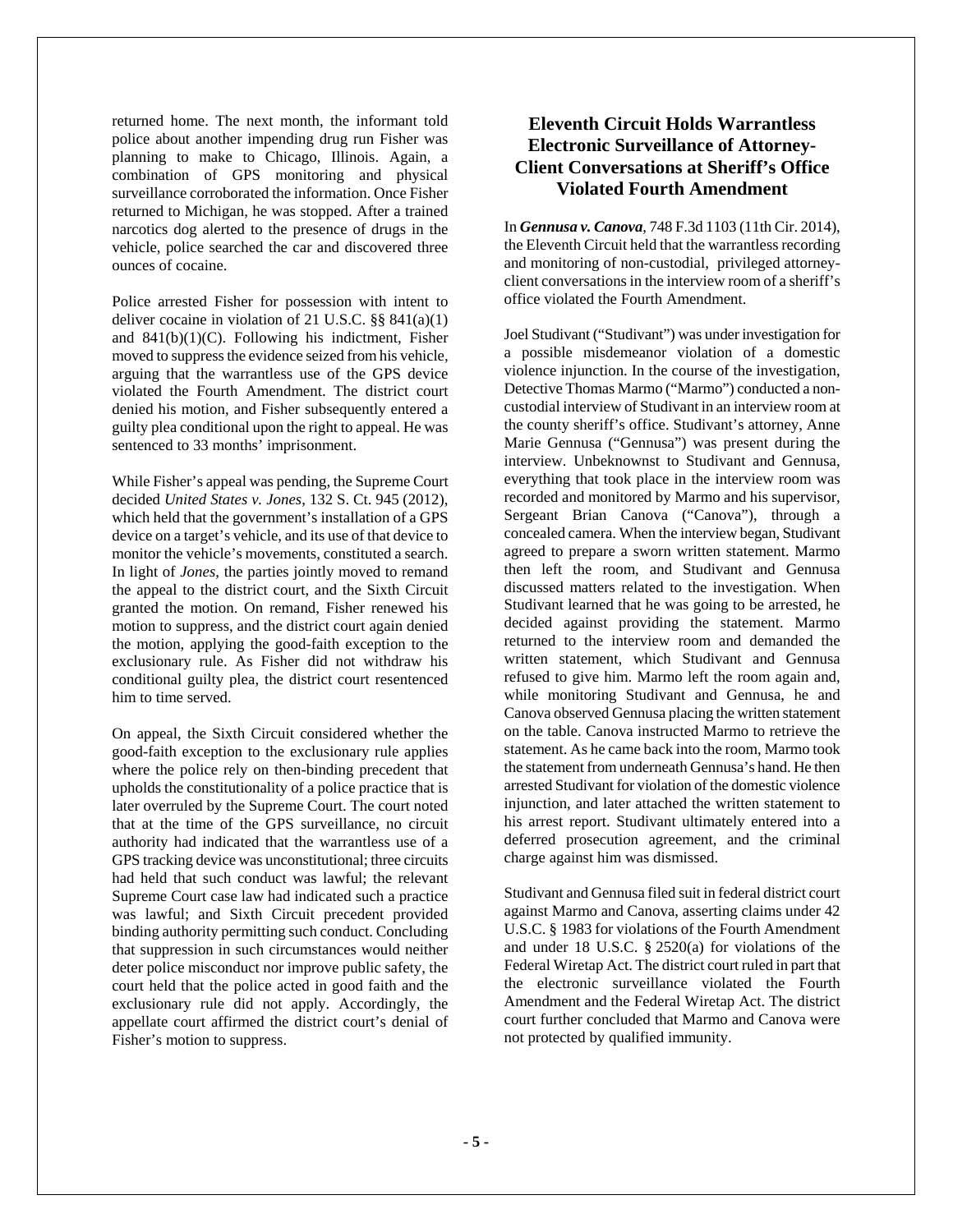returned home. The next month, the informant told police about another impending drug run Fisher was planning to make to Chicago, Illinois. Again, a combination of GPS monitoring and physical surveillance corroborated the information. Once Fisher returned to Michigan, he was stopped. After a trained narcotics dog alerted to the presence of drugs in the vehicle, police searched the car and discovered three ounces of cocaine.

Police arrested Fisher for possession with intent to deliver cocaine in violation of 21 U.S.C. §§ 841(a)(1) and 841(b)(1)(C). Following his indictment, Fisher moved to suppress the evidence seized from his vehicle, arguing that the warrantless use of the GPS device violated the Fourth Amendment. The district court denied his motion, and Fisher subsequently entered a guilty plea conditional upon the right to appeal. He was sentenced to 33 months' imprisonment.

While Fisher's appeal was pending, the Supreme Court decided *United States v. Jones*, 132 S. Ct. 945 (2012), which held that the government's installation of a GPS device on a target's vehicle, and its use of that device to monitor the vehicle's movements, constituted a search. In light of *Jones*, the parties jointly moved to remand the appeal to the district court, and the Sixth Circuit granted the motion. On remand, Fisher renewed his motion to suppress, and the district court again denied the motion, applying the good-faith exception to the exclusionary rule. As Fisher did not withdraw his conditional guilty plea, the district court resentenced him to time served.

On appeal, the Sixth Circuit considered whether the good-faith exception to the exclusionary rule applies where the police rely on then-binding precedent that upholds the constitutionality of a police practice that is later overruled by the Supreme Court. The court noted that at the time of the GPS surveillance, no circuit authority had indicated that the warrantless use of a GPS tracking device was unconstitutional; three circuits had held that such conduct was lawful; the relevant Supreme Court case law had indicated such a practice was lawful; and Sixth Circuit precedent provided binding authority permitting such conduct. Concluding that suppression in such circumstances would neither deter police misconduct nor improve public safety, the court held that the police acted in good faith and the exclusionary rule did not apply. Accordingly, the appellate court affirmed the district court's denial of Fisher's motion to suppress.

## Eleventh Circuit Holds Warrantless Electronic Surveillance of Attorney-Client Conversations at Sheriff's Office Violated Fourth Amendment

In ***Gennusa v. Canova***, 748 F.3d 1103 (11th Cir. 2014), the Eleventh Circuit held that the warrantless recording and monitoring of non-custodial, privileged attorney-client conversations in the interview room of a sheriff's office violated the Fourth Amendment.

Joel Studivant ("Studivant") was under investigation for a possible misdemeanor violation of a domestic violence injunction. In the course of the investigation, Detective Thomas Marmo ("Marmo") conducted a non-custodial interview of Studivant in an interview room at the county sheriff's office. Studivant's attorney, Anne Marie Gennusa ("Gennusa") was present during the interview. Unbeknownst to Studivant and Gennusa, everything that took place in the interview room was recorded and monitored by Marmo and his supervisor, Sergeant Brian Canova ("Canova"), through a concealed camera. When the interview began, Studivant agreed to prepare a sworn written statement. Marmo then left the room, and Studivant and Gennusa discussed matters related to the investigation. When Studivant learned that he was going to be arrested, he decided against providing the statement. Marmo returned to the interview room and demanded the written statement, which Studivant and Gennusa refused to give him. Marmo left the room again and, while monitoring Studivant and Gennusa, he and Canova observed Gennusa placing the written statement on the table. Canova instructed Marmo to retrieve the statement. As he came back into the room, Marmo took the statement from underneath Gennusa's hand. He then arrested Studivant for violation of the domestic violence injunction, and later attached the written statement to his arrest report. Studivant ultimately entered into a deferred prosecution agreement, and the criminal charge against him was dismissed.

Studivant and Gennusa filed suit in federal district court against Marmo and Canova, asserting claims under 42 U.S.C. § 1983 for violations of the Fourth Amendment and under 18 U.S.C. § 2520(a) for violations of the Federal Wiretap Act. The district court ruled in part that the electronic surveillance violated the Fourth Amendment and the Federal Wiretap Act. The district court further concluded that Marmo and Canova were not protected by qualified immunity.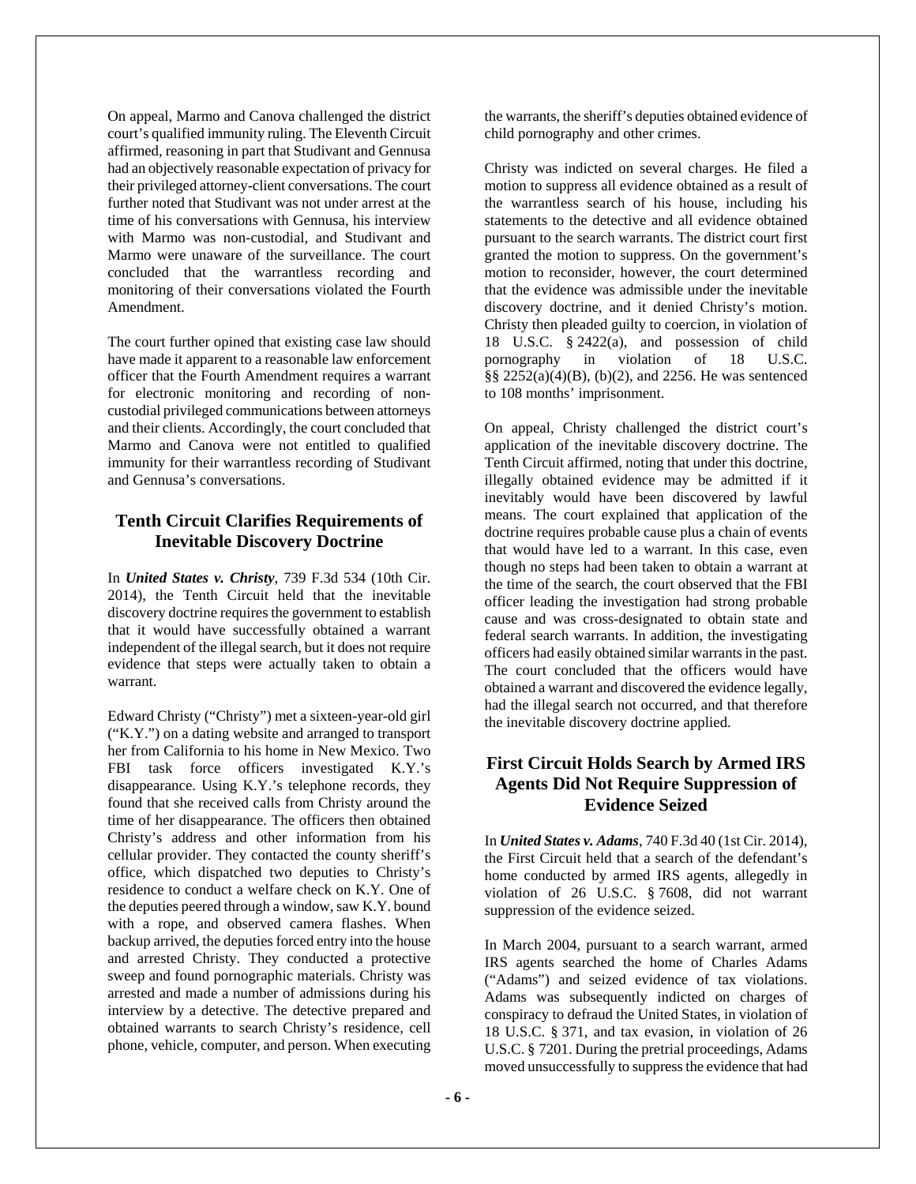On appeal, Marmo and Canova challenged the district court's qualified immunity ruling. The Eleventh Circuit affirmed, reasoning in part that Studivant and Gennusa had an objectively reasonable expectation of privacy for their privileged attorney-client conversations. The court further noted that Studivant was not under arrest at the time of his conversations with Gennusa, his interview with Marmo was non-custodial, and Studivant and Marmo were unaware of the surveillance. The court concluded that the warrantless recording and monitoring of their conversations violated the Fourth Amendment.

The court further opined that existing case law should have made it apparent to a reasonable law enforcement officer that the Fourth Amendment requires a warrant for electronic monitoring and recording of non-custodial privileged communications between attorneys and their clients. Accordingly, the court concluded that Marmo and Canova were not entitled to qualified immunity for their warrantless recording of Studivant and Gennusa's conversations.

## Tenth Circuit Clarifies Requirements of Inevitable Discovery Doctrine

In ***United States v. Christy***, 739 F.3d 534 (10th Cir. 2014), the Tenth Circuit held that the inevitable discovery doctrine requires the government to establish that it would have successfully obtained a warrant independent of the illegal search, but it does not require evidence that steps were actually taken to obtain a warrant.

Edward Christy ("Christy") met a sixteen-year-old girl ("K.Y.") on a dating website and arranged to transport her from California to his home in New Mexico. Two FBI task force officers investigated K.Y.'s disappearance. Using K.Y.'s telephone records, they found that she received calls from Christy around the time of her disappearance. The officers then obtained Christy's address and other information from his cellular provider. They contacted the county sheriff's office, which dispatched two deputies to Christy's residence to conduct a welfare check on K.Y. One of the deputies peered through a window, saw K.Y. bound with a rope, and observed camera flashes. When backup arrived, the deputies forced entry into the house and arrested Christy. They conducted a protective sweep and found pornographic materials. Christy was arrested and made a number of admissions during his interview by a detective. The detective prepared and obtained warrants to search Christy's residence, cell phone, vehicle, computer, and person. When executing the warrants, the sheriff's deputies obtained evidence of child pornography and other crimes.

Christy was indicted on several charges. He filed a motion to suppress all evidence obtained as a result of the warrantless search of his house, including his statements to the detective and all evidence obtained pursuant to the search warrants. The district court first granted the motion to suppress. On the government's motion to reconsider, however, the court determined that the evidence was admissible under the inevitable discovery doctrine, and it denied Christy's motion. Christy then pleaded guilty to coercion, in violation of 18 U.S.C. § 2422(a), and possession of child pornography in violation of 18 U.S.C. §§ 2252(a)(4)(B), (b)(2), and 2256. He was sentenced to 108 months' imprisonment.

On appeal, Christy challenged the district court's application of the inevitable discovery doctrine. The Tenth Circuit affirmed, noting that under this doctrine, illegally obtained evidence may be admitted if it inevitably would have been discovered by lawful means. The court explained that application of the doctrine requires probable cause plus a chain of events that would have led to a warrant. In this case, even though no steps had been taken to obtain a warrant at the time of the search, the court observed that the FBI officer leading the investigation had strong probable cause and was cross-designated to obtain state and federal search warrants. In addition, the investigating officers had easily obtained similar warrants in the past. The court concluded that the officers would have obtained a warrant and discovered the evidence legally, had the illegal search not occurred, and that therefore the inevitable discovery doctrine applied.

## First Circuit Holds Search by Armed IRS Agents Did Not Require Suppression of Evidence Seized

In ***United States v. Adams***, 740 F.3d 40 (1st Cir. 2014), the First Circuit held that a search of the defendant's home conducted by armed IRS agents, allegedly in violation of 26 U.S.C. § 7608, did not warrant suppression of the evidence seized.

In March 2004, pursuant to a search warrant, armed IRS agents searched the home of Charles Adams ("Adams") and seized evidence of tax violations. Adams was subsequently indicted on charges of conspiracy to defraud the United States, in violation of 18 U.S.C. § 371, and tax evasion, in violation of 26 U.S.C. § 7201. During the pretrial proceedings, Adams moved unsuccessfully to suppress the evidence that had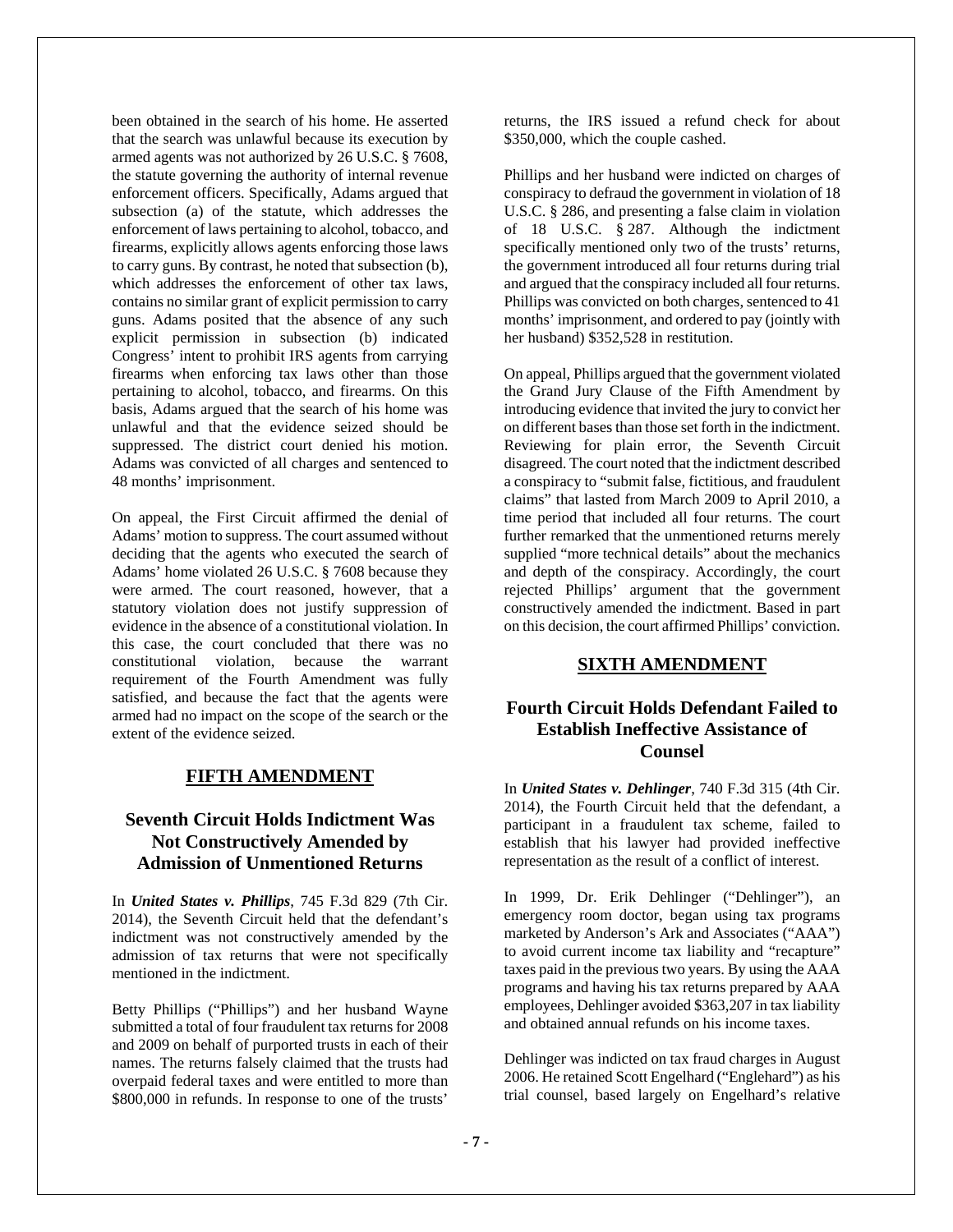been obtained in the search of his home. He asserted that the search was unlawful because its execution by armed agents was not authorized by 26 U.S.C. § 7608, the statute governing the authority of internal revenue enforcement officers. Specifically, Adams argued that subsection (a) of the statute, which addresses the enforcement of laws pertaining to alcohol, tobacco, and firearms, explicitly allows agents enforcing those laws to carry guns. By contrast, he noted that subsection (b), which addresses the enforcement of other tax laws, contains no similar grant of explicit permission to carry guns. Adams posited that the absence of any such explicit permission in subsection (b) indicated Congress' intent to prohibit IRS agents from carrying firearms when enforcing tax laws other than those pertaining to alcohol, tobacco, and firearms. On this basis, Adams argued that the search of his home was unlawful and that the evidence seized should be suppressed. The district court denied his motion. Adams was convicted of all charges and sentenced to 48 months' imprisonment.

On appeal, the First Circuit affirmed the denial of Adams' motion to suppress. The court assumed without deciding that the agents who executed the search of Adams' home violated 26 U.S.C. § 7608 because they were armed. The court reasoned, however, that a statutory violation does not justify suppression of evidence in the absence of a constitutional violation. In this case, the court concluded that there was no constitutional violation, because the warrant requirement of the Fourth Amendment was fully satisfied, and because the fact that the agents were armed had no impact on the scope of the search or the extent of the evidence seized.

## FIFTH AMENDMENT

### Seventh Circuit Holds Indictment Was Not Constructively Amended by Admission of Unmentioned Returns

In ***United States v. Phillips***, 745 F.3d 829 (7th Cir. 2014), the Seventh Circuit held that the defendant's indictment was not constructively amended by the admission of tax returns that were not specifically mentioned in the indictment.

Betty Phillips ("Phillips") and her husband Wayne submitted a total of four fraudulent tax returns for 2008 and 2009 on behalf of purported trusts in each of their names. The returns falsely claimed that the trusts had overpaid federal taxes and were entitled to more than \$800,000 in refunds. In response to one of the trusts' returns, the IRS issued a refund check for about \$350,000, which the couple cashed.

Phillips and her husband were indicted on charges of conspiracy to defraud the government in violation of 18 U.S.C. § 286, and presenting a false claim in violation of 18 U.S.C. § 287. Although the indictment specifically mentioned only two of the trusts' returns, the government introduced all four returns during trial and argued that the conspiracy included all four returns. Phillips was convicted on both charges, sentenced to 41 months' imprisonment, and ordered to pay (jointly with her husband) \$352,528 in restitution.

On appeal, Phillips argued that the government violated the Grand Jury Clause of the Fifth Amendment by introducing evidence that invited the jury to convict her on different bases than those set forth in the indictment. Reviewing for plain error, the Seventh Circuit disagreed. The court noted that the indictment described a conspiracy to "submit false, fictitious, and fraudulent claims" that lasted from March 2009 to April 2010, a time period that included all four returns. The court further remarked that the unmentioned returns merely supplied "more technical details" about the mechanics and depth of the conspiracy. Accordingly, the court rejected Phillips' argument that the government constructively amended the indictment. Based in part on this decision, the court affirmed Phillips' conviction.

## SIXTH AMENDMENT

### Fourth Circuit Holds Defendant Failed to Establish Ineffective Assistance of Counsel

In ***United States v. Dehlinger***, 740 F.3d 315 (4th Cir. 2014), the Fourth Circuit held that the defendant, a participant in a fraudulent tax scheme, failed to establish that his lawyer had provided ineffective representation as the result of a conflict of interest.

In 1999, Dr. Erik Dehlinger ("Dehlinger"), an emergency room doctor, began using tax programs marketed by Anderson's Ark and Associates ("AAA") to avoid current income tax liability and "recapture" taxes paid in the previous two years. By using the AAA programs and having his tax returns prepared by AAA employees, Dehlinger avoided \$363,207 in tax liability and obtained annual refunds on his income taxes.

Dehlinger was indicted on tax fraud charges in August 2006. He retained Scott Engelhard ("Englehard") as his trial counsel, based largely on Engelhard's relative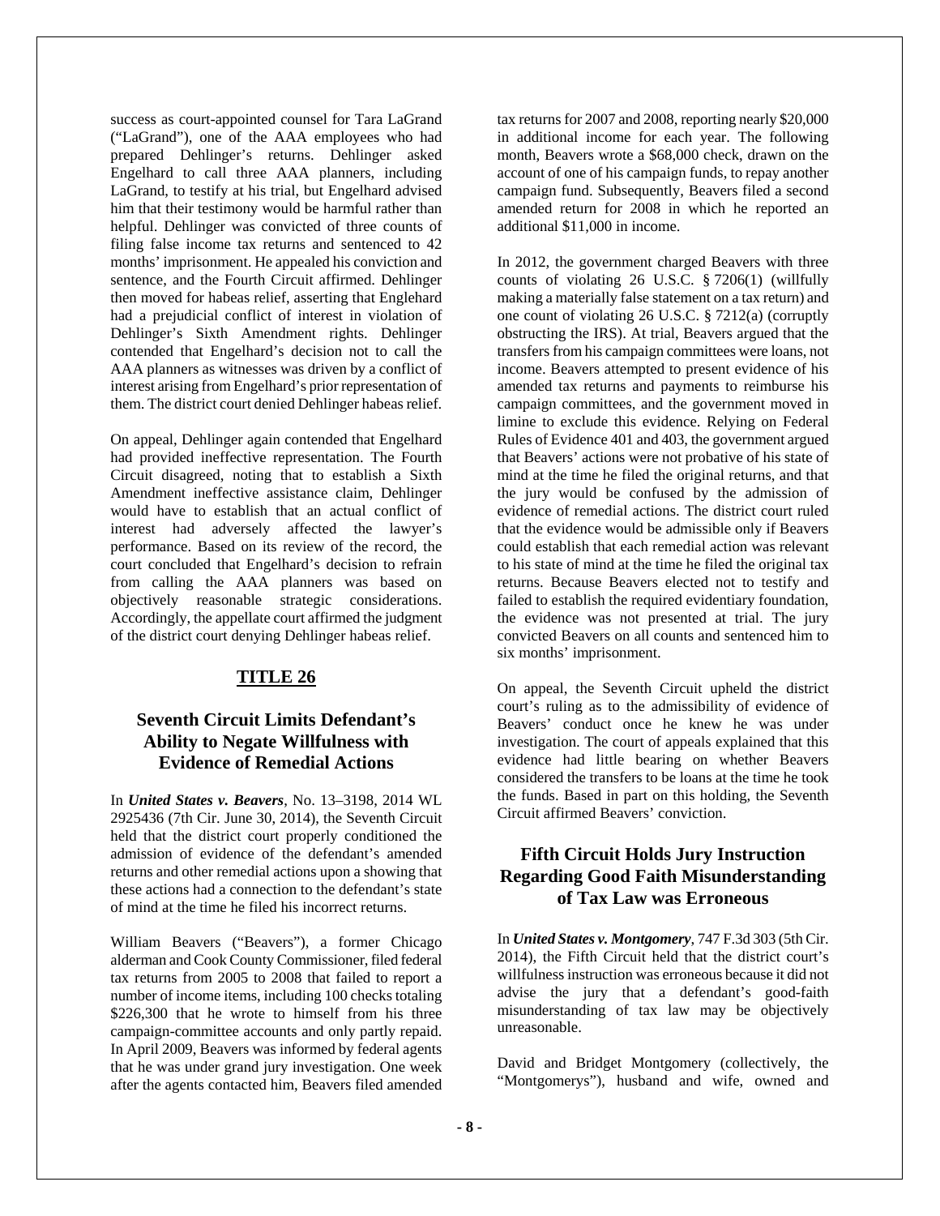success as court-appointed counsel for Tara LaGrand ("LaGrand"), one of the AAA employees who had prepared Dehlinger's returns. Dehlinger asked Engelhard to call three AAA planners, including LaGrand, to testify at his trial, but Engelhard advised him that their testimony would be harmful rather than helpful. Dehlinger was convicted of three counts of filing false income tax returns and sentenced to 42 months' imprisonment. He appealed his conviction and sentence, and the Fourth Circuit affirmed. Dehlinger then moved for habeas relief, asserting that Englehard had a prejudicial conflict of interest in violation of Dehlinger's Sixth Amendment rights. Dehlinger contended that Engelhard's decision not to call the AAA planners as witnesses was driven by a conflict of interest arising from Engelhard's prior representation of them. The district court denied Dehlinger habeas relief.

On appeal, Dehlinger again contended that Engelhard had provided ineffective representation. The Fourth Circuit disagreed, noting that to establish a Sixth Amendment ineffective assistance claim, Dehlinger would have to establish that an actual conflict of interest had adversely affected the lawyer's performance. Based on its review of the record, the court concluded that Engelhard's decision to refrain from calling the AAA planners was based on objectively reasonable strategic considerations. Accordingly, the appellate court affirmed the judgment of the district court denying Dehlinger habeas relief.

## TITLE 26

### Seventh Circuit Limits Defendant's Ability to Negate Willfulness with Evidence of Remedial Actions

In ***United States v. Beavers***, No. 13–3198, 2014 WL 2925436 (7th Cir. June 30, 2014), the Seventh Circuit held that the district court properly conditioned the admission of evidence of the defendant's amended returns and other remedial actions upon a showing that these actions had a connection to the defendant's state of mind at the time he filed his incorrect returns.

William Beavers ("Beavers"), a former Chicago alderman and Cook County Commissioner, filed federal tax returns from 2005 to 2008 that failed to report a number of income items, including 100 checks totaling $226,300 that he wrote to himself from his three campaign-committee accounts and only partly repaid. In April 2009, Beavers was informed by federal agents that he was under grand jury investigation. One week after the agents contacted him, Beavers filed amended tax returns for 2007 and 2008, reporting nearly $20,000 in additional income for each year. The following month, Beavers wrote a $68,000 check, drawn on the account of one of his campaign funds, to repay another campaign fund. Subsequently, Beavers filed a second amended return for 2008 in which he reported an additional $11,000 in income.

In 2012, the government charged Beavers with three counts of violating 26 U.S.C. § 7206(1) (willfully making a materially false statement on a tax return) and one count of violating 26 U.S.C. § 7212(a) (corruptly obstructing the IRS). At trial, Beavers argued that the transfers from his campaign committees were loans, not income. Beavers attempted to present evidence of his amended tax returns and payments to reimburse his campaign committees, and the government moved in limine to exclude this evidence. Relying on Federal Rules of Evidence 401 and 403, the government argued that Beavers' actions were not probative of his state of mind at the time he filed the original returns, and that the jury would be confused by the admission of evidence of remedial actions. The district court ruled that the evidence would be admissible only if Beavers could establish that each remedial action was relevant to his state of mind at the time he filed the original tax returns. Because Beavers elected not to testify and failed to establish the required evidentiary foundation, the evidence was not presented at trial. The jury convicted Beavers on all counts and sentenced him to six months' imprisonment.

On appeal, the Seventh Circuit upheld the district court's ruling as to the admissibility of evidence of Beavers' conduct once he knew he was under investigation. The court of appeals explained that this evidence had little bearing on whether Beavers considered the transfers to be loans at the time he took the funds. Based in part on this holding, the Seventh Circuit affirmed Beavers' conviction.

### Fifth Circuit Holds Jury Instruction Regarding Good Faith Misunderstanding of Tax Law was Erroneous

In ***United States v. Montgomery***, 747 F.3d 303 (5th Cir. 2014), the Fifth Circuit held that the district court's willfulness instruction was erroneous because it did not advise the jury that a defendant's good-faith misunderstanding of tax law may be objectively unreasonable.

David and Bridget Montgomery (collectively, the "Montgomerys"), husband and wife, owned and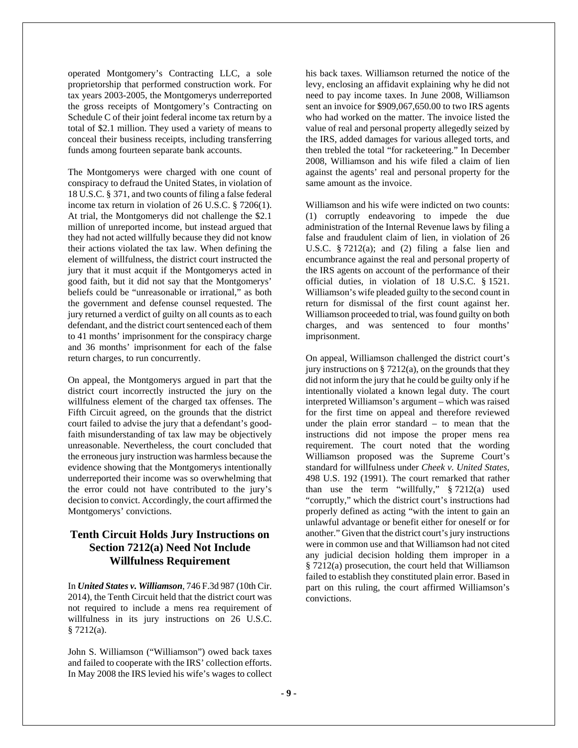operated Montgomery's Contracting LLC, a sole proprietorship that performed construction work. For tax years 2003-2005, the Montgomerys underreported the gross receipts of Montgomery's Contracting on Schedule C of their joint federal income tax return by a total of $2.1 million. They used a variety of means to conceal their business receipts, including transferring funds among fourteen separate bank accounts.

The Montgomerys were charged with one count of conspiracy to defraud the United States, in violation of 18 U.S.C. § 371, and two counts of filing a false federal income tax return in violation of 26 U.S.C. § 7206(1). At trial, the Montgomerys did not challenge the $2.1 million of unreported income, but instead argued that they had not acted willfully because they did not know their actions violated the tax law. When defining the element of willfulness, the district court instructed the jury that it must acquit if the Montgomerys acted in good faith, but it did not say that the Montgomerys' beliefs could be "unreasonable or irrational," as both the government and defense counsel requested. The jury returned a verdict of guilty on all counts as to each defendant, and the district court sentenced each of them to 41 months' imprisonment for the conspiracy charge and 36 months' imprisonment for each of the false return charges, to run concurrently.

On appeal, the Montgomerys argued in part that the district court incorrectly instructed the jury on the willfulness element of the charged tax offenses. The Fifth Circuit agreed, on the grounds that the district court failed to advise the jury that a defendant's good-faith misunderstanding of tax law may be objectively unreasonable. Nevertheless, the court concluded that the erroneous jury instruction was harmless because the evidence showing that the Montgomerys intentionally underreported their income was so overwhelming that the error could not have contributed to the jury's decision to convict. Accordingly, the court affirmed the Montgomerys' convictions.

## Tenth Circuit Holds Jury Instructions on Section 7212(a) Need Not Include Willfulness Requirement

In ***United States v. Williamson***, 746 F.3d 987 (10th Cir. 2014), the Tenth Circuit held that the district court was not required to include a mens rea requirement of willfulness in its jury instructions on 26 U.S.C. § 7212(a).

John S. Williamson ("Williamson") owed back taxes and failed to cooperate with the IRS' collection efforts. In May 2008 the IRS levied his wife's wages to collect his back taxes. Williamson returned the notice of the levy, enclosing an affidavit explaining why he did not need to pay income taxes. In June 2008, Williamson sent an invoice for $909,067,650.00 to two IRS agents who had worked on the matter. The invoice listed the value of real and personal property allegedly seized by the IRS, added damages for various alleged torts, and then trebled the total "for racketeering." In December 2008, Williamson and his wife filed a claim of lien against the agents' real and personal property for the same amount as the invoice.

Williamson and his wife were indicted on two counts: (1) corruptly endeavoring to impede the due administration of the Internal Revenue laws by filing a false and fraudulent claim of lien, in violation of 26 U.S.C. § 7212(a); and (2) filing a false lien and encumbrance against the real and personal property of the IRS agents on account of the performance of their official duties, in violation of 18 U.S.C. § 1521. Williamson's wife pleaded guilty to the second count in return for dismissal of the first count against her. Williamson proceeded to trial, was found guilty on both charges, and was sentenced to four months' imprisonment.

On appeal, Williamson challenged the district court's jury instructions on § 7212(a), on the grounds that they did not inform the jury that he could be guilty only if he intentionally violated a known legal duty. The court interpreted Williamson's argument – which was raised for the first time on appeal and therefore reviewed under the plain error standard – to mean that the instructions did not impose the proper mens rea requirement. The court noted that the wording Williamson proposed was the Supreme Court's standard for willfulness under *Cheek v. United States,* 498 U.S. 192 (1991). The court remarked that rather than use the term "willfully," § 7212(a) used "corruptly," which the district court's instructions had properly defined as acting "with the intent to gain an unlawful advantage or benefit either for oneself or for another." Given that the district court's jury instructions were in common use and that Williamson had not cited any judicial decision holding them improper in a § 7212(a) prosecution, the court held that Williamson failed to establish they constituted plain error. Based in part on this ruling, the court affirmed Williamson's convictions.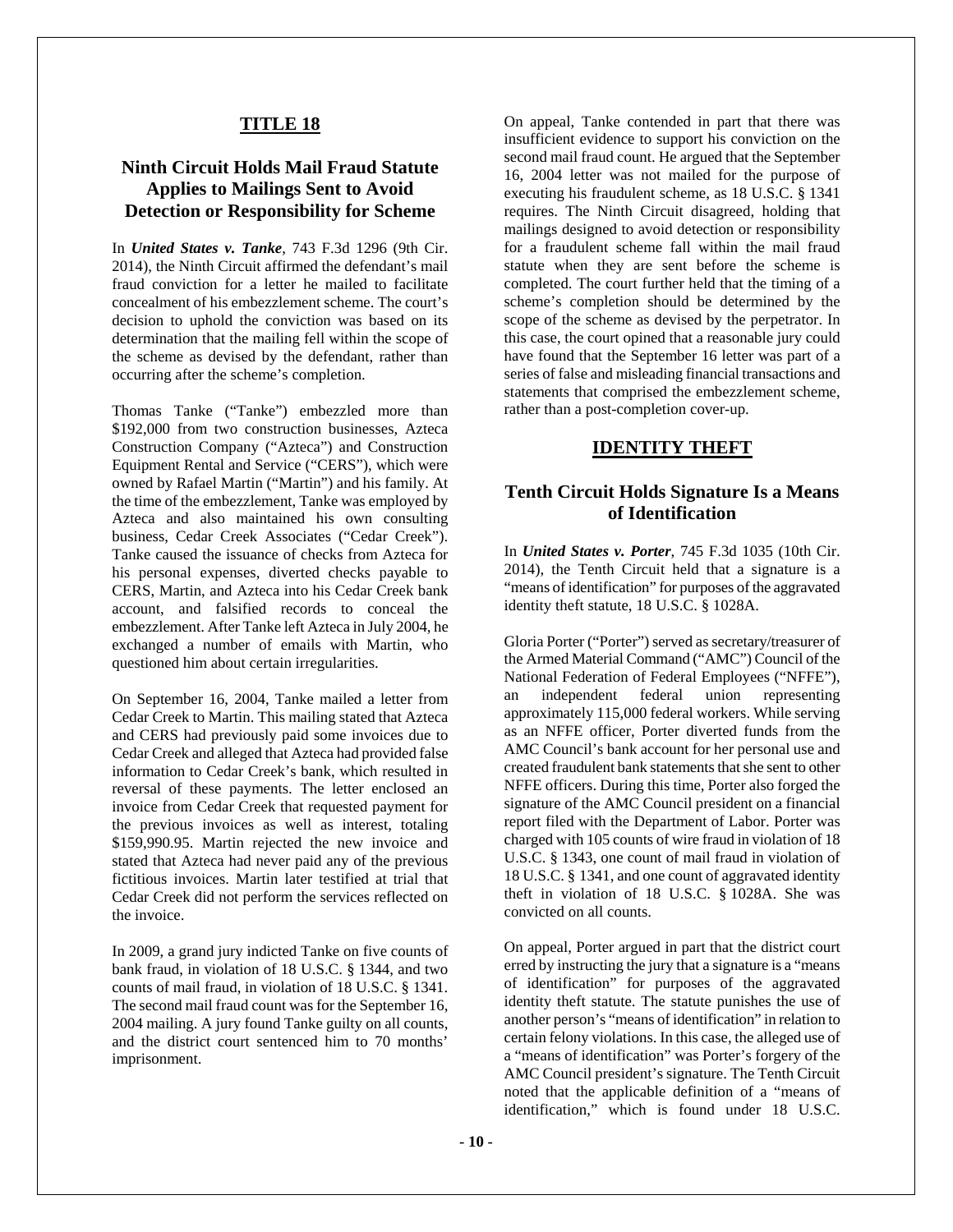## TITLE 18

### Ninth Circuit Holds Mail Fraud Statute Applies to Mailings Sent to Avoid Detection or Responsibility for Scheme

In ***United States v. Tanke***, 743 F.3d 1296 (9th Cir. 2014), the Ninth Circuit affirmed the defendant's mail fraud conviction for a letter he mailed to facilitate concealment of his embezzlement scheme. The court's decision to uphold the conviction was based on its determination that the mailing fell within the scope of the scheme as devised by the defendant, rather than occurring after the scheme's completion.

Thomas Tanke ("Tanke") embezzled more than $192,000 from two construction businesses, Azteca Construction Company ("Azteca") and Construction Equipment Rental and Service ("CERS"), which were owned by Rafael Martin ("Martin") and his family. At the time of the embezzlement, Tanke was employed by Azteca and also maintained his own consulting business, Cedar Creek Associates ("Cedar Creek"). Tanke caused the issuance of checks from Azteca for his personal expenses, diverted checks payable to CERS, Martin, and Azteca into his Cedar Creek bank account, and falsified records to conceal the embezzlement. After Tanke left Azteca in July 2004, he exchanged a number of emails with Martin, who questioned him about certain irregularities.

On September 16, 2004, Tanke mailed a letter from Cedar Creek to Martin. This mailing stated that Azteca and CERS had previously paid some invoices due to Cedar Creek and alleged that Azteca had provided false information to Cedar Creek's bank, which resulted in reversal of these payments. The letter enclosed an invoice from Cedar Creek that requested payment for the previous invoices as well as interest, totaling $159,990.95. Martin rejected the new invoice and stated that Azteca had never paid any of the previous fictitious invoices. Martin later testified at trial that Cedar Creek did not perform the services reflected on the invoice.

In 2009, a grand jury indicted Tanke on five counts of bank fraud, in violation of 18 U.S.C. § 1344, and two counts of mail fraud, in violation of 18 U.S.C. § 1341. The second mail fraud count was for the September 16, 2004 mailing. A jury found Tanke guilty on all counts, and the district court sentenced him to 70 months' imprisonment.

On appeal, Tanke contended in part that there was insufficient evidence to support his conviction on the second mail fraud count. He argued that the September 16, 2004 letter was not mailed for the purpose of executing his fraudulent scheme, as 18 U.S.C. § 1341 requires. The Ninth Circuit disagreed, holding that mailings designed to avoid detection or responsibility for a fraudulent scheme fall within the mail fraud statute when they are sent before the scheme is completed. The court further held that the timing of a scheme's completion should be determined by the scope of the scheme as devised by the perpetrator. In this case, the court opined that a reasonable jury could have found that the September 16 letter was part of a series of false and misleading financial transactions and statements that comprised the embezzlement scheme, rather than a post-completion cover-up.

## IDENTITY THEFT

### Tenth Circuit Holds Signature Is a Means of Identification

In ***United States v. Porter***, 745 F.3d 1035 (10th Cir. 2014), the Tenth Circuit held that a signature is a "means of identification" for purposes of the aggravated identity theft statute, 18 U.S.C. § 1028A.

Gloria Porter ("Porter") served as secretary/treasurer of the Armed Material Command ("AMC") Council of the National Federation of Federal Employees ("NFFE"), an independent federal union representing approximately 115,000 federal workers. While serving as an NFFE officer, Porter diverted funds from the AMC Council's bank account for her personal use and created fraudulent bank statements that she sent to other NFFE officers. During this time, Porter also forged the signature of the AMC Council president on a financial report filed with the Department of Labor. Porter was charged with 105 counts of wire fraud in violation of 18 U.S.C. § 1343, one count of mail fraud in violation of 18 U.S.C. § 1341, and one count of aggravated identity theft in violation of 18 U.S.C. § 1028A. She was convicted on all counts.

On appeal, Porter argued in part that the district court erred by instructing the jury that a signature is a "means of identification" for purposes of the aggravated identity theft statute. The statute punishes the use of another person's "means of identification" in relation to certain felony violations. In this case, the alleged use of a "means of identification" was Porter's forgery of the AMC Council president's signature. The Tenth Circuit noted that the applicable definition of a "means of identification," which is found under 18 U.S.C.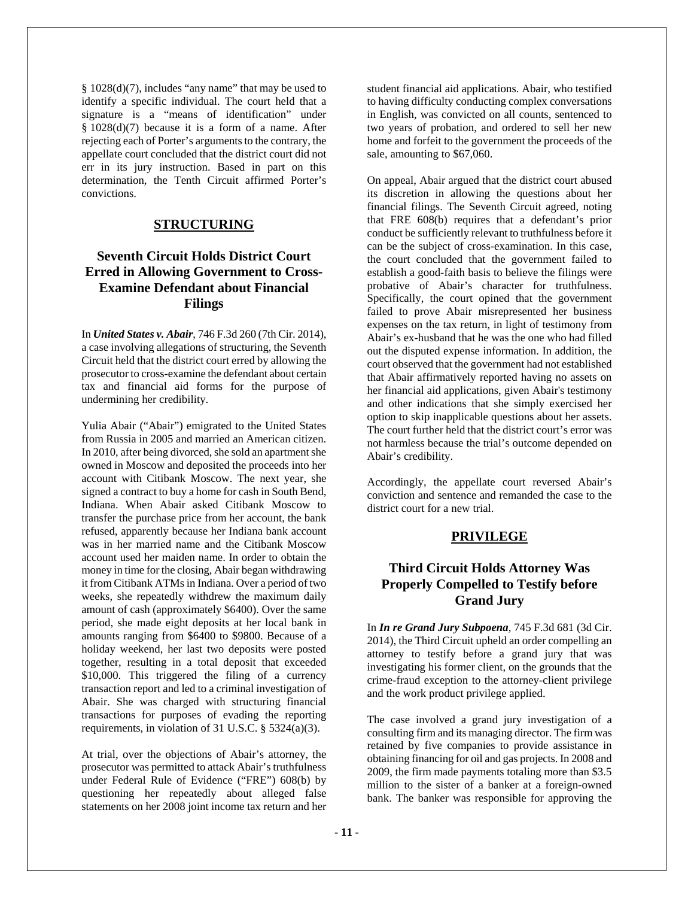§ 1028(d)(7), includes "any name" that may be used to identify a specific individual. The court held that a signature is a "means of identification" under § 1028(d)(7) because it is a form of a name. After rejecting each of Porter's arguments to the contrary, the appellate court concluded that the district court did not err in its jury instruction. Based in part on this determination, the Tenth Circuit affirmed Porter's convictions.

## STRUCTURING

### Seventh Circuit Holds District Court Erred in Allowing Government to Cross-Examine Defendant about Financial Filings

In ***United States v. Abair***, 746 F.3d 260 (7th Cir. 2014), a case involving allegations of structuring, the Seventh Circuit held that the district court erred by allowing the prosecutor to cross-examine the defendant about certain tax and financial aid forms for the purpose of undermining her credibility.

Yulia Abair ("Abair") emigrated to the United States from Russia in 2005 and married an American citizen. In 2010, after being divorced, she sold an apartment she owned in Moscow and deposited the proceeds into her account with Citibank Moscow. The next year, she signed a contract to buy a home for cash in South Bend, Indiana. When Abair asked Citibank Moscow to transfer the purchase price from her account, the bank refused, apparently because her Indiana bank account was in her married name and the Citibank Moscow account used her maiden name. In order to obtain the money in time for the closing, Abair began withdrawing it from Citibank ATMs in Indiana. Over a period of two weeks, she repeatedly withdrew the maximum daily amount of cash (approximately $6400). Over the same period, she made eight deposits at her local bank in amounts ranging from $6400 to $9800. Because of a holiday weekend, her last two deposits were posted together, resulting in a total deposit that exceeded $10,000. This triggered the filing of a currency transaction report and led to a criminal investigation of Abair. She was charged with structuring financial transactions for purposes of evading the reporting requirements, in violation of 31 U.S.C. § 5324(a)(3).

At trial, over the objections of Abair's attorney, the prosecutor was permitted to attack Abair's truthfulness under Federal Rule of Evidence ("FRE") 608(b) by questioning her repeatedly about alleged false statements on her 2008 joint income tax return and her student financial aid applications. Abair, who testified to having difficulty conducting complex conversations in English, was convicted on all counts, sentenced to two years of probation, and ordered to sell her new home and forfeit to the government the proceeds of the sale, amounting to $67,060.

On appeal, Abair argued that the district court abused its discretion in allowing the questions about her financial filings. The Seventh Circuit agreed, noting that FRE 608(b) requires that a defendant's prior conduct be sufficiently relevant to truthfulness before it can be the subject of cross-examination. In this case, the court concluded that the government failed to establish a good-faith basis to believe the filings were probative of Abair's character for truthfulness. Specifically, the court opined that the government failed to prove Abair misrepresented her business expenses on the tax return, in light of testimony from Abair's ex-husband that he was the one who had filled out the disputed expense information. In addition, the court observed that the government had not established that Abair affirmatively reported having no assets on her financial aid applications, given Abair's testimony and other indications that she simply exercised her option to skip inapplicable questions about her assets. The court further held that the district court's error was not harmless because the trial's outcome depended on Abair's credibility.

Accordingly, the appellate court reversed Abair's conviction and sentence and remanded the case to the district court for a new trial.

## PRIVILEGE

### Third Circuit Holds Attorney Was Properly Compelled to Testify before Grand Jury

In ***In re Grand Jury Subpoena***, 745 F.3d 681 (3d Cir. 2014), the Third Circuit upheld an order compelling an attorney to testify before a grand jury that was investigating his former client, on the grounds that the crime-fraud exception to the attorney-client privilege and the work product privilege applied.

The case involved a grand jury investigation of a consulting firm and its managing director. The firm was retained by five companies to provide assistance in obtaining financing for oil and gas projects. In 2008 and 2009, the firm made payments totaling more than $3.5 million to the sister of a banker at a foreign-owned bank. The banker was responsible for approving the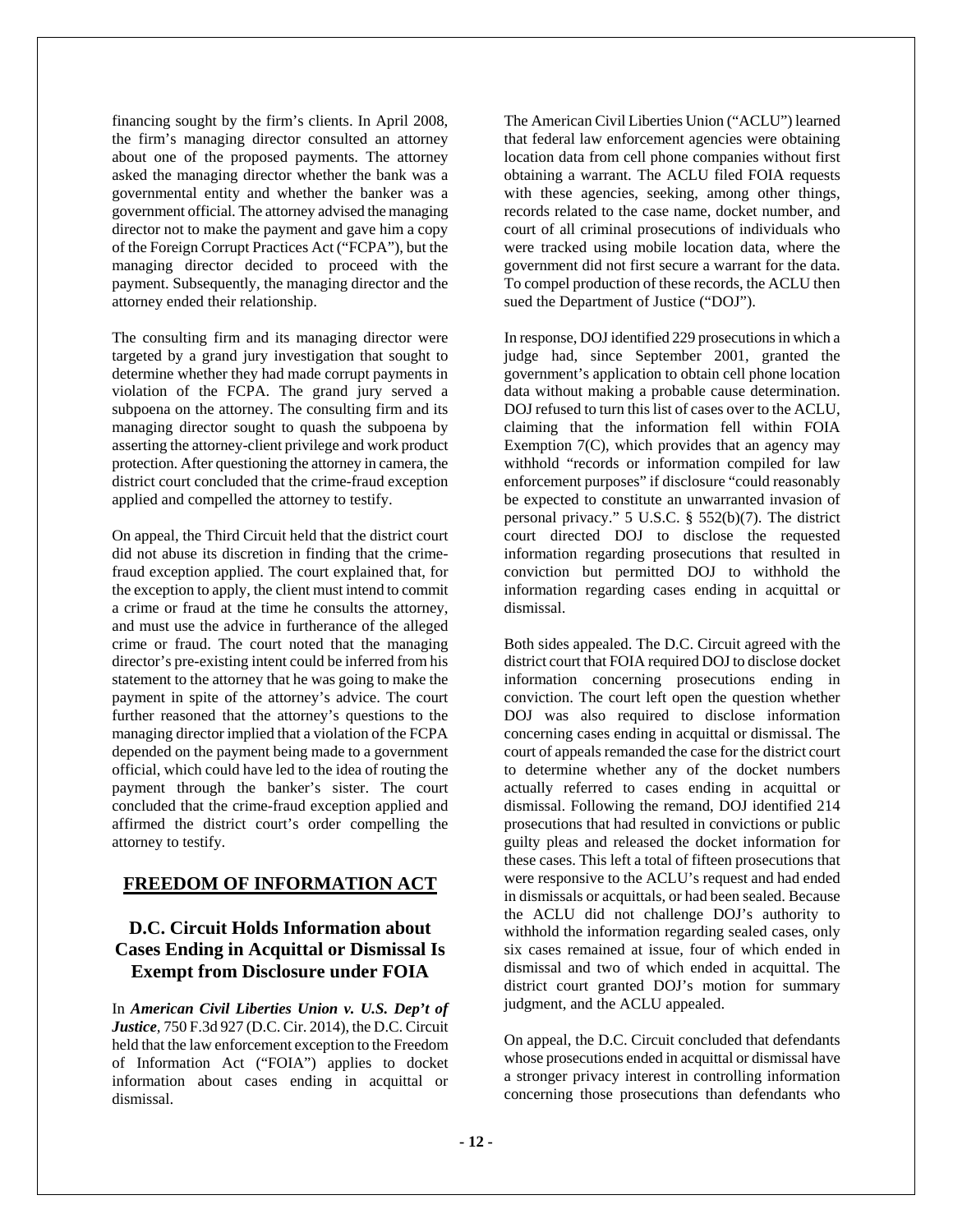financing sought by the firm's clients. In April 2008, the firm's managing director consulted an attorney about one of the proposed payments. The attorney asked the managing director whether the bank was a governmental entity and whether the banker was a government official. The attorney advised the managing director not to make the payment and gave him a copy of the Foreign Corrupt Practices Act ("FCPA"), but the managing director decided to proceed with the payment. Subsequently, the managing director and the attorney ended their relationship.

The consulting firm and its managing director were targeted by a grand jury investigation that sought to determine whether they had made corrupt payments in violation of the FCPA. The grand jury served a subpoena on the attorney. The consulting firm and its managing director sought to quash the subpoena by asserting the attorney-client privilege and work product protection. After questioning the attorney in camera, the district court concluded that the crime-fraud exception applied and compelled the attorney to testify.

On appeal, the Third Circuit held that the district court did not abuse its discretion in finding that the crime-fraud exception applied. The court explained that, for the exception to apply, the client must intend to commit a crime or fraud at the time he consults the attorney, and must use the advice in furtherance of the alleged crime or fraud. The court noted that the managing director's pre-existing intent could be inferred from his statement to the attorney that he was going to make the payment in spite of the attorney's advice. The court further reasoned that the attorney's questions to the managing director implied that a violation of the FCPA depended on the payment being made to a government official, which could have led to the idea of routing the payment through the banker's sister. The court concluded that the crime-fraud exception applied and affirmed the district court's order compelling the attorney to testify.

## FREEDOM OF INFORMATION ACT

### D.C. Circuit Holds Information about Cases Ending in Acquittal or Dismissal Is Exempt from Disclosure under FOIA

In ***American Civil Liberties Union v. U.S. Dep't of Justice***, 750 F.3d 927 (D.C. Cir. 2014), the D.C. Circuit held that the law enforcement exception to the Freedom of Information Act ("FOIA") applies to docket information about cases ending in acquittal or dismissal.

The American Civil Liberties Union ("ACLU") learned that federal law enforcement agencies were obtaining location data from cell phone companies without first obtaining a warrant. The ACLU filed FOIA requests with these agencies, seeking, among other things, records related to the case name, docket number, and court of all criminal prosecutions of individuals who were tracked using mobile location data, where the government did not first secure a warrant for the data. To compel production of these records, the ACLU then sued the Department of Justice ("DOJ").

In response, DOJ identified 229 prosecutions in which a judge had, since September 2001, granted the government's application to obtain cell phone location data without making a probable cause determination. DOJ refused to turn this list of cases over to the ACLU, claiming that the information fell within FOIA Exemption 7(C), which provides that an agency may withhold "records or information compiled for law enforcement purposes" if disclosure "could reasonably be expected to constitute an unwarranted invasion of personal privacy." 5 U.S.C. § 552(b)(7). The district court directed DOJ to disclose the requested information regarding prosecutions that resulted in conviction but permitted DOJ to withhold the information regarding cases ending in acquittal or dismissal.

Both sides appealed. The D.C. Circuit agreed with the district court that FOIA required DOJ to disclose docket information concerning prosecutions ending in conviction. The court left open the question whether DOJ was also required to disclose information concerning cases ending in acquittal or dismissal. The court of appeals remanded the case for the district court to determine whether any of the docket numbers actually referred to cases ending in acquittal or dismissal. Following the remand, DOJ identified 214 prosecutions that had resulted in convictions or public guilty pleas and released the docket information for these cases. This left a total of fifteen prosecutions that were responsive to the ACLU's request and had ended in dismissals or acquittals, or had been sealed. Because the ACLU did not challenge DOJ's authority to withhold the information regarding sealed cases, only six cases remained at issue, four of which ended in dismissal and two of which ended in acquittal. The district court granted DOJ's motion for summary judgment, and the ACLU appealed.

On appeal, the D.C. Circuit concluded that defendants whose prosecutions ended in acquittal or dismissal have a stronger privacy interest in controlling information concerning those prosecutions than defendants who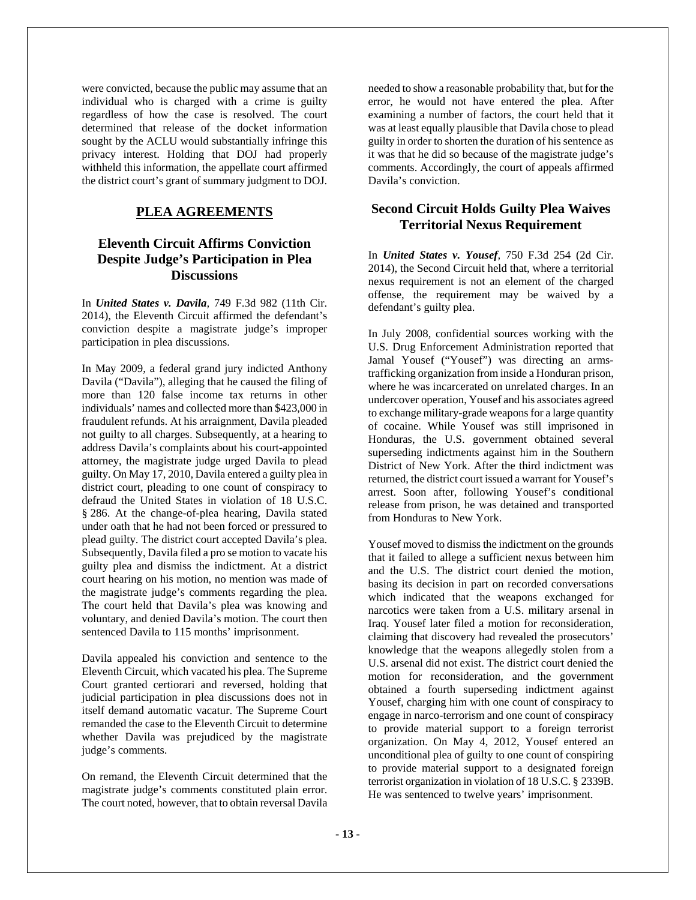were convicted, because the public may assume that an individual who is charged with a crime is guilty regardless of how the case is resolved. The court determined that release of the docket information sought by the ACLU would substantially infringe this privacy interest. Holding that DOJ had properly withheld this information, the appellate court affirmed the district court's grant of summary judgment to DOJ.

## PLEA AGREEMENTS

### Eleventh Circuit Affirms Conviction Despite Judge's Participation in Plea Discussions

In ***United States v. Davila***, 749 F.3d 982 (11th Cir. 2014), the Eleventh Circuit affirmed the defendant's conviction despite a magistrate judge's improper participation in plea discussions.

In May 2009, a federal grand jury indicted Anthony Davila ("Davila"), alleging that he caused the filing of more than 120 false income tax returns in other individuals' names and collected more than $423,000 in fraudulent refunds. At his arraignment, Davila pleaded not guilty to all charges. Subsequently, at a hearing to address Davila's complaints about his court-appointed attorney, the magistrate judge urged Davila to plead guilty. On May 17, 2010, Davila entered a guilty plea in district court, pleading to one count of conspiracy to defraud the United States in violation of 18 U.S.C. § 286. At the change-of-plea hearing, Davila stated under oath that he had not been forced or pressured to plead guilty. The district court accepted Davila's plea. Subsequently, Davila filed a pro se motion to vacate his guilty plea and dismiss the indictment. At a district court hearing on his motion, no mention was made of the magistrate judge's comments regarding the plea. The court held that Davila's plea was knowing and voluntary, and denied Davila's motion. The court then sentenced Davila to 115 months' imprisonment.

Davila appealed his conviction and sentence to the Eleventh Circuit, which vacated his plea. The Supreme Court granted certiorari and reversed, holding that judicial participation in plea discussions does not in itself demand automatic vacatur. The Supreme Court remanded the case to the Eleventh Circuit to determine whether Davila was prejudiced by the magistrate judge's comments.

On remand, the Eleventh Circuit determined that the magistrate judge's comments constituted plain error. The court noted, however, that to obtain reversal Davila needed to show a reasonable probability that, but for the error, he would not have entered the plea. After examining a number of factors, the court held that it was at least equally plausible that Davila chose to plead guilty in order to shorten the duration of his sentence as it was that he did so because of the magistrate judge's comments. Accordingly, the court of appeals affirmed Davila's conviction.

### Second Circuit Holds Guilty Plea Waives Territorial Nexus Requirement

In ***United States v. Yousef***, 750 F.3d 254 (2d Cir. 2014), the Second Circuit held that, where a territorial nexus requirement is not an element of the charged offense, the requirement may be waived by a defendant's guilty plea.

In July 2008, confidential sources working with the U.S. Drug Enforcement Administration reported that Jamal Yousef ("Yousef") was directing an arms-trafficking organization from inside a Honduran prison, where he was incarcerated on unrelated charges. In an undercover operation, Yousef and his associates agreed to exchange military-grade weapons for a large quantity of cocaine. While Yousef was still imprisoned in Honduras, the U.S. government obtained several superseding indictments against him in the Southern District of New York. After the third indictment was returned, the district court issued a warrant for Yousef's arrest. Soon after, following Yousef's conditional release from prison, he was detained and transported from Honduras to New York.

Yousef moved to dismiss the indictment on the grounds that it failed to allege a sufficient nexus between him and the U.S. The district court denied the motion, basing its decision in part on recorded conversations which indicated that the weapons exchanged for narcotics were taken from a U.S. military arsenal in Iraq. Yousef later filed a motion for reconsideration, claiming that discovery had revealed the prosecutors' knowledge that the weapons allegedly stolen from a U.S. arsenal did not exist. The district court denied the motion for reconsideration, and the government obtained a fourth superseding indictment against Yousef, charging him with one count of conspiracy to engage in narco-terrorism and one count of conspiracy to provide material support to a foreign terrorist organization. On May 4, 2012, Yousef entered an unconditional plea of guilty to one count of conspiring to provide material support to a designated foreign terrorist organization in violation of 18 U.S.C. § 2339B. He was sentenced to twelve years' imprisonment.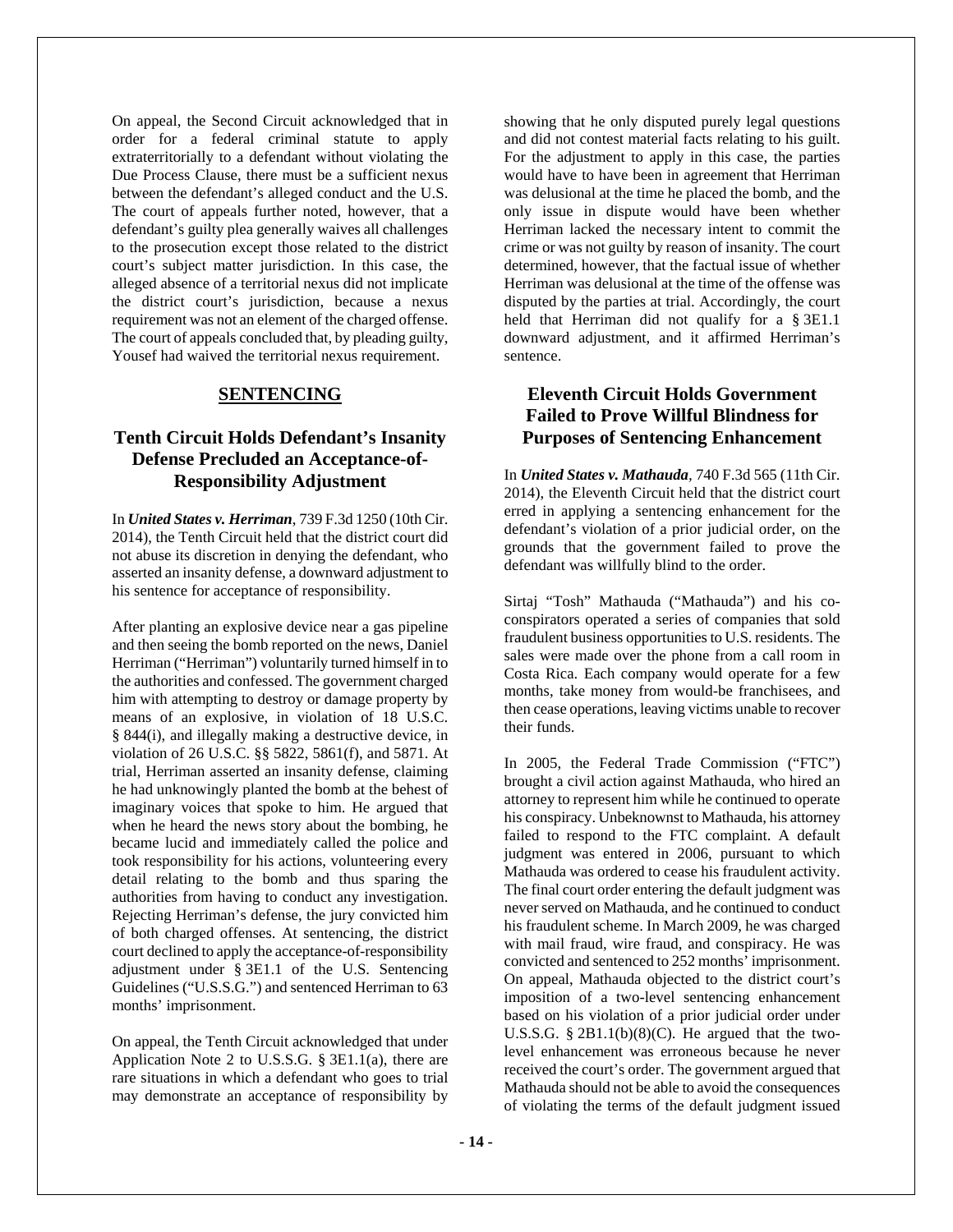On appeal, the Second Circuit acknowledged that in order for a federal criminal statute to apply extraterritorially to a defendant without violating the Due Process Clause, there must be a sufficient nexus between the defendant's alleged conduct and the U.S. The court of appeals further noted, however, that a defendant's guilty plea generally waives all challenges to the prosecution except those related to the district court's subject matter jurisdiction. In this case, the alleged absence of a territorial nexus did not implicate the district court's jurisdiction, because a nexus requirement was not an element of the charged offense. The court of appeals concluded that, by pleading guilty, Yousef had waived the territorial nexus requirement.

## SENTENCING

### Tenth Circuit Holds Defendant's Insanity Defense Precluded an Acceptance-of-Responsibility Adjustment

In ***United States v. Herriman***, 739 F.3d 1250 (10th Cir. 2014), the Tenth Circuit held that the district court did not abuse its discretion in denying the defendant, who asserted an insanity defense, a downward adjustment to his sentence for acceptance of responsibility.

After planting an explosive device near a gas pipeline and then seeing the bomb reported on the news, Daniel Herriman ("Herriman") voluntarily turned himself in to the authorities and confessed. The government charged him with attempting to destroy or damage property by means of an explosive, in violation of 18 U.S.C. § 844(i), and illegally making a destructive device, in violation of 26 U.S.C. §§ 5822, 5861(f), and 5871. At trial, Herriman asserted an insanity defense, claiming he had unknowingly planted the bomb at the behest of imaginary voices that spoke to him. He argued that when he heard the news story about the bombing, he became lucid and immediately called the police and took responsibility for his actions, volunteering every detail relating to the bomb and thus sparing the authorities from having to conduct any investigation. Rejecting Herriman's defense, the jury convicted him of both charged offenses. At sentencing, the district court declined to apply the acceptance-of-responsibility adjustment under § 3E1.1 of the U.S. Sentencing Guidelines ("U.S.S.G.") and sentenced Herriman to 63 months' imprisonment.

On appeal, the Tenth Circuit acknowledged that under Application Note 2 to U.S.S.G. § 3E1.1(a), there are rare situations in which a defendant who goes to trial may demonstrate an acceptance of responsibility by showing that he only disputed purely legal questions and did not contest material facts relating to his guilt. For the adjustment to apply in this case, the parties would have to have been in agreement that Herriman was delusional at the time he placed the bomb, and the only issue in dispute would have been whether Herriman lacked the necessary intent to commit the crime or was not guilty by reason of insanity. The court determined, however, that the factual issue of whether Herriman was delusional at the time of the offense was disputed by the parties at trial. Accordingly, the court held that Herriman did not qualify for a § 3E1.1 downward adjustment, and it affirmed Herriman's sentence.

### Eleventh Circuit Holds Government Failed to Prove Willful Blindness for Purposes of Sentencing Enhancement

In ***United States v. Mathauda***, 740 F.3d 565 (11th Cir. 2014), the Eleventh Circuit held that the district court erred in applying a sentencing enhancement for the defendant's violation of a prior judicial order, on the grounds that the government failed to prove the defendant was willfully blind to the order.

Sirtaj "Tosh" Mathauda ("Mathauda") and his co-conspirators operated a series of companies that sold fraudulent business opportunities to U.S. residents. The sales were made over the phone from a call room in Costa Rica. Each company would operate for a few months, take money from would-be franchisees, and then cease operations, leaving victims unable to recover their funds.

In 2005, the Federal Trade Commission ("FTC") brought a civil action against Mathauda, who hired an attorney to represent him while he continued to operate his conspiracy. Unbeknownst to Mathauda, his attorney failed to respond to the FTC complaint. A default judgment was entered in 2006, pursuant to which Mathauda was ordered to cease his fraudulent activity. The final court order entering the default judgment was never served on Mathauda, and he continued to conduct his fraudulent scheme. In March 2009, he was charged with mail fraud, wire fraud, and conspiracy. He was convicted and sentenced to 252 months' imprisonment. On appeal, Mathauda objected to the district court's imposition of a two-level sentencing enhancement based on his violation of a prior judicial order under U.S.S.G. § 2B1.1(b)(8)(C). He argued that the two-level enhancement was erroneous because he never received the court's order. The government argued that Mathauda should not be able to avoid the consequences of violating the terms of the default judgment issued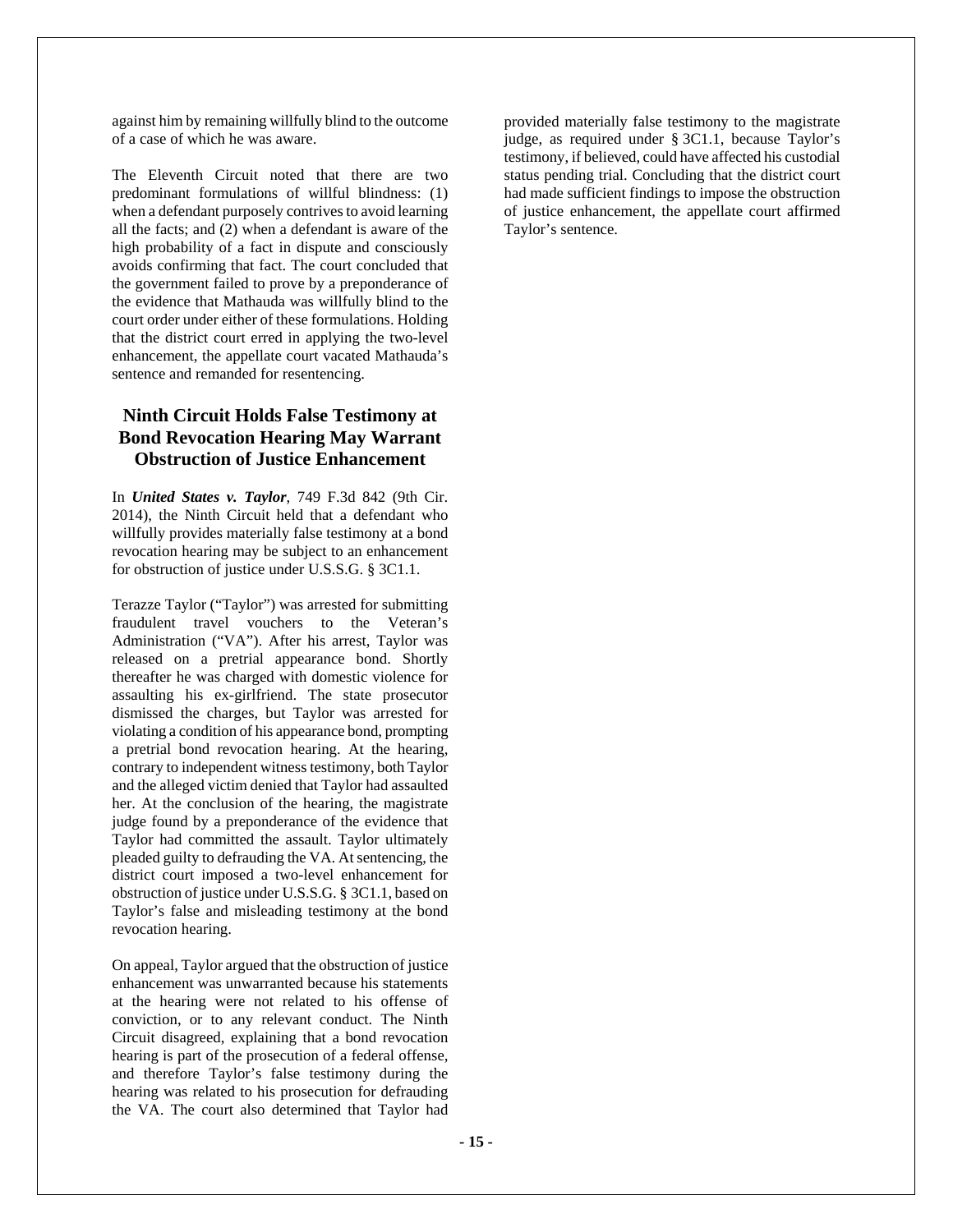against him by remaining willfully blind to the outcome of a case of which he was aware.

The Eleventh Circuit noted that there are two predominant formulations of willful blindness: (1) when a defendant purposely contrives to avoid learning all the facts; and (2) when a defendant is aware of the high probability of a fact in dispute and consciously avoids confirming that fact. The court concluded that the government failed to prove by a preponderance of the evidence that Mathauda was willfully blind to the court order under either of these formulations. Holding that the district court erred in applying the two-level enhancement, the appellate court vacated Mathauda's sentence and remanded for resentencing.

## Ninth Circuit Holds False Testimony at Bond Revocation Hearing May Warrant Obstruction of Justice Enhancement

In ***United States v. Taylor***, 749 F.3d 842 (9th Cir. 2014), the Ninth Circuit held that a defendant who willfully provides materially false testimony at a bond revocation hearing may be subject to an enhancement for obstruction of justice under U.S.S.G. § 3C1.1.

Terazze Taylor ("Taylor") was arrested for submitting fraudulent travel vouchers to the Veteran's Administration ("VA"). After his arrest, Taylor was released on a pretrial appearance bond. Shortly thereafter he was charged with domestic violence for assaulting his ex-girlfriend. The state prosecutor dismissed the charges, but Taylor was arrested for violating a condition of his appearance bond, prompting a pretrial bond revocation hearing. At the hearing, contrary to independent witness testimony, both Taylor and the alleged victim denied that Taylor had assaulted her. At the conclusion of the hearing, the magistrate judge found by a preponderance of the evidence that Taylor had committed the assault. Taylor ultimately pleaded guilty to defrauding the VA. At sentencing, the district court imposed a two-level enhancement for obstruction of justice under U.S.S.G. § 3C1.1, based on Taylor's false and misleading testimony at the bond revocation hearing.

On appeal, Taylor argued that the obstruction of justice enhancement was unwarranted because his statements at the hearing were not related to his offense of conviction, or to any relevant conduct. The Ninth Circuit disagreed, explaining that a bond revocation hearing is part of the prosecution of a federal offense, and therefore Taylor's false testimony during the hearing was related to his prosecution for defrauding the VA. The court also determined that Taylor had provided materially false testimony to the magistrate judge, as required under § 3C1.1, because Taylor's testimony, if believed, could have affected his custodial status pending trial. Concluding that the district court had made sufficient findings to impose the obstruction of justice enhancement, the appellate court affirmed Taylor's sentence.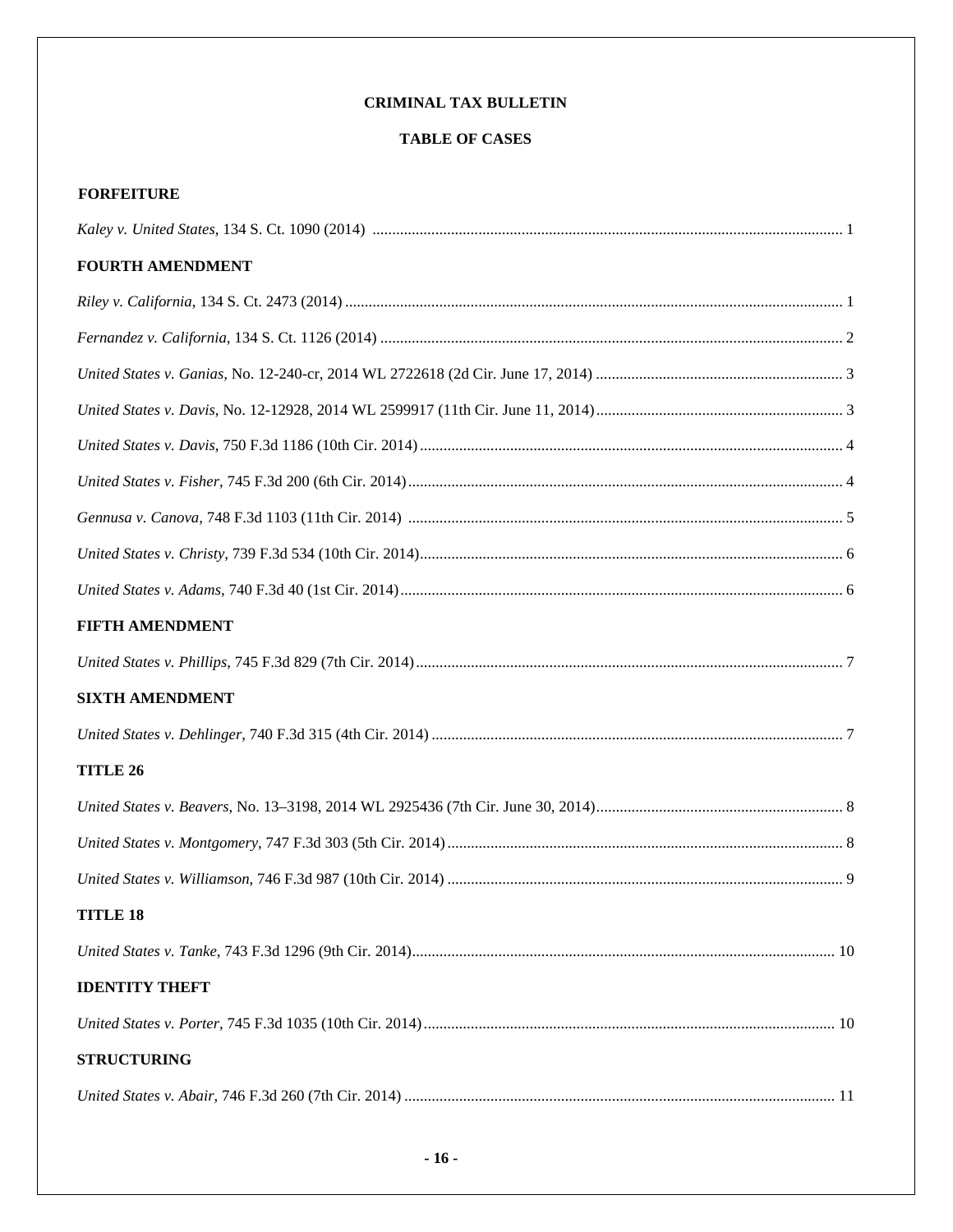**CRIMINAL TAX BULLETIN**

**TABLE OF CASES**

**FORFEITURE**

*Kaley v. United States*, 134 S. Ct. 1090 (2014) ........................................................................................................ 1

**FOURTH AMENDMENT**

*Riley v. California*, 134 S. Ct. 2473 (2014) .............................................................................................................. 1

*Fernandez v. California*, 134 S. Ct. 1126 (2014) ...................................................................................................... 2

*United States v. Ganias*, No. 12-240-cr, 2014 WL 2722618 (2d Cir. June 17, 2014) ............................................................... 3

*United States v. Davis*, No. 12-12928, 2014 WL 2599917 (11th Cir. June 11, 2014) ............................................................... 3

*United States v. Davis*, 750 F.3d 1186 (10th Cir. 2014) ............................................................................................ 4

*United States v. Fisher*, 745 F.3d 200 (6th Cir. 2014) .............................................................................................. 4

*Gennusa v. Canova*, 748 F.3d 1103 (11th Cir. 2014) ................................................................................................ 5

*United States v. Christy*, 739 F.3d 534 (10th Cir. 2014) ........................................................................................... 6

*United States v. Adams*, 740 F.3d 40 (1st Cir. 2014) ................................................................................................ 6

**FIFTH AMENDMENT**

*United States v. Phillips*, 745 F.3d 829 (7th Cir. 2014) ............................................................................................ 7

**SIXTH AMENDMENT**

*United States v. Dehlinger*, 740 F.3d 315 (4th Cir. 2014) ......................................................................................... 7

**TITLE 26**

*United States v. Beavers*, No. 13–3198, 2014 WL 2925436 (7th Cir. June 30, 2014) ............................................................... 8

*United States v. Montgomery*, 747 F.3d 303 (5th Cir. 2014) ..................................................................................... 8

*United States v. Williamson*, 746 F.3d 987 (10th Cir. 2014) ..................................................................................... 9

**TITLE 18**

*United States v. Tanke*, 743 F.3d 1296 (9th Cir. 2014) ............................................................................................ 10

**IDENTITY THEFT**

*United States v. Porter*, 745 F.3d 1035 (10th Cir. 2014) .......................................................................................... 10

**STRUCTURING**

*United States v. Abair*, 746 F.3d 260 (7th Cir. 2014) .............................................................................................. 11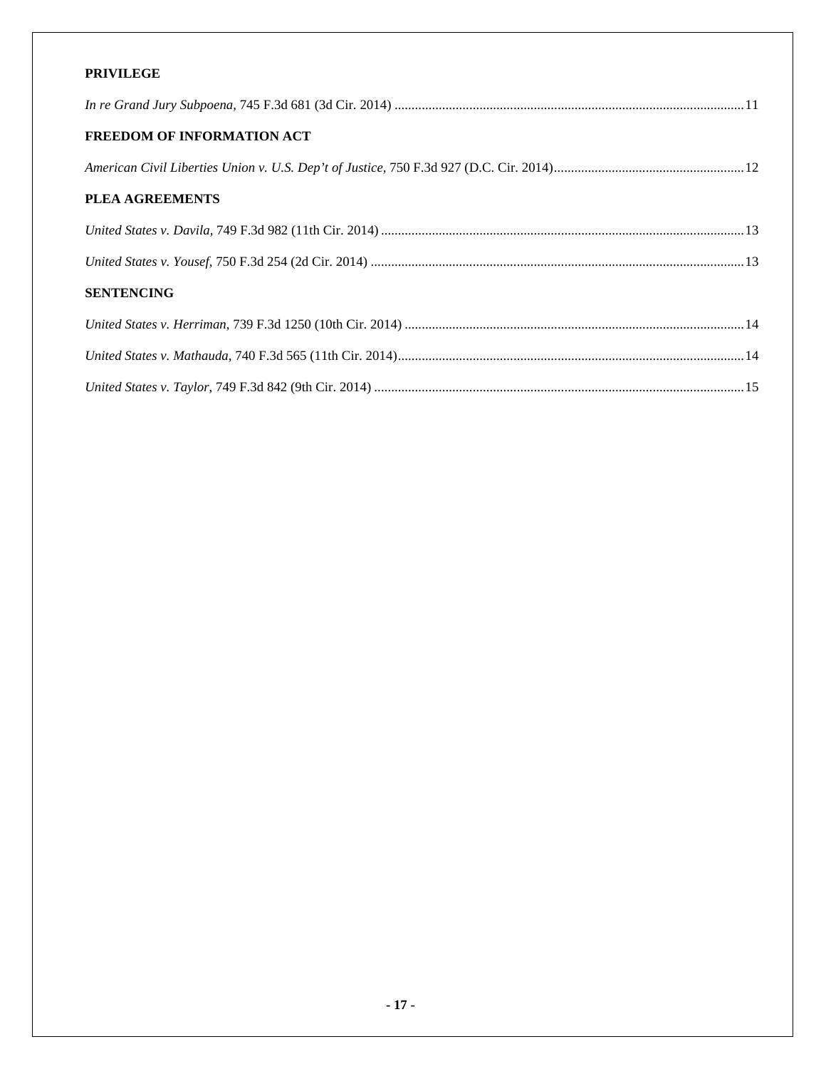**PRIVILEGE**

*In re Grand Jury Subpoena*, 745 F.3d 681 (3d Cir. 2014) ........................................................................................................ 11

**FREEDOM OF INFORMATION ACT**

*American Civil Liberties Union v. U.S. Dep't of Justice*, 750 F.3d 927 (D.C. Cir. 2014)........................................................ 12

**PLEA AGREEMENTS**

*United States v. Davila*, 749 F.3d 982 (11th Cir. 2014) ........................................................................................................... 13

*United States v. Yousef*, 750 F.3d 254 (2d Cir. 2014) ............................................................................................................. 13

**SENTENCING**

*United States v. Herriman*, 739 F.3d 1250 (10th Cir. 2014) .................................................................................................... 14

*United States v. Mathauda*, 740 F.3d 565 (11th Cir. 2014)...................................................................................................... 14

*United States v. Taylor*, 749 F.3d 842 (9th Cir. 2014) ............................................................................................................. 15